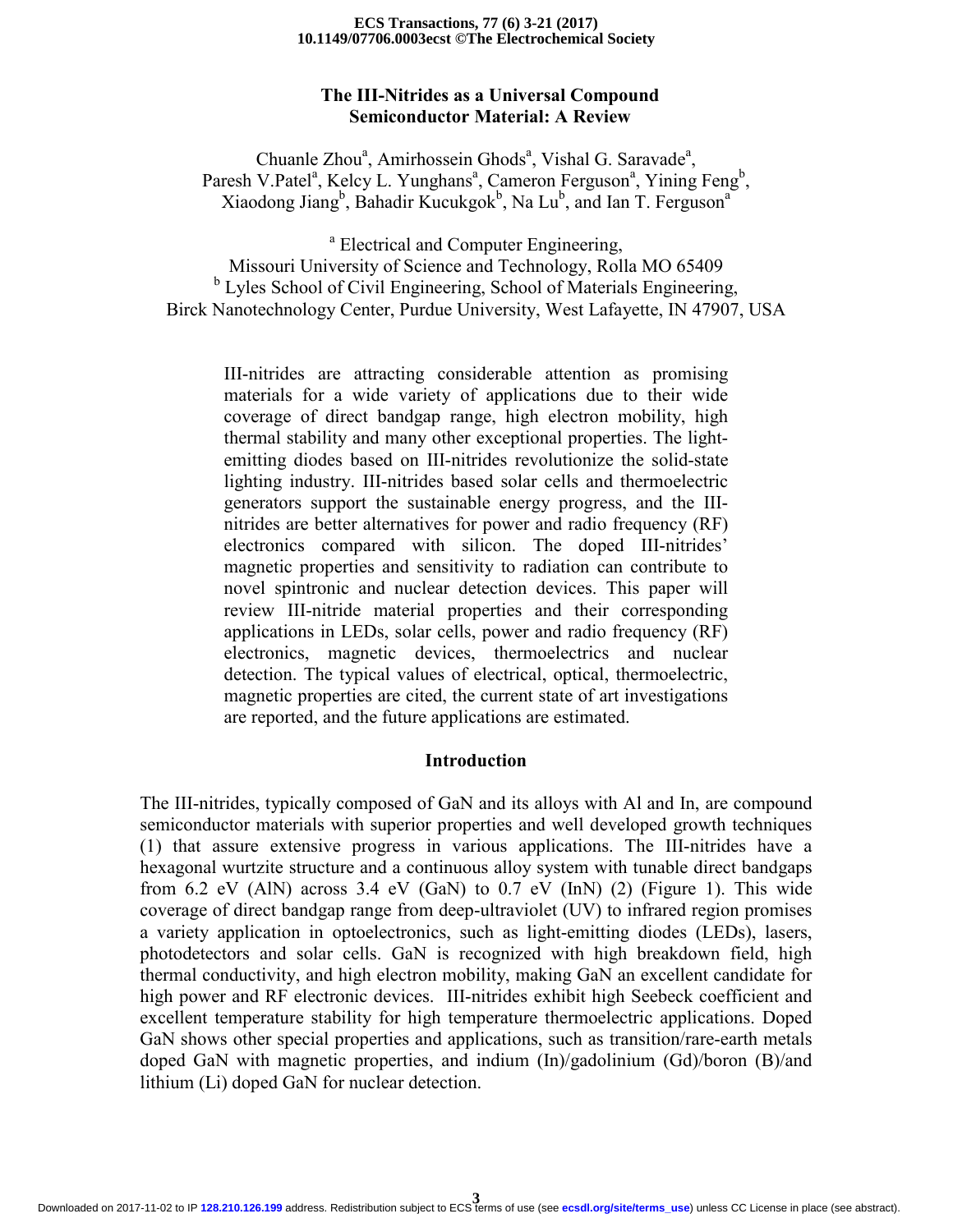# The III-Nitrides as a Universal Compound Semiconductor Material: A Review

Chuanle Zhou[a], Amirhossein Ghods[a], Vishal G. Saravade[a], Paresh V.Patel[a], Kelcy L. Yunghans[a], Cameron Ferguson[a], Yining Feng[b], Xiaodong Jiang[b], Bahadir Kucukgok[b], Na Lu[b], and Ian T. Ferguson[a]

[a] Electrical and Computer Engineering, Missouri University of Science and Technology, Rolla MO 65409

[b] Lyles School of Civil Engineering, School of Materials Engineering, Birck Nanotechnology Center, Purdue University, West Lafayette, IN 47907, USA

III-nitrides are attracting considerable attention as promising materials for a wide variety of applications due to their wide coverage of direct bandgap range, high electron mobility, high thermal stability and many other exceptional properties. The light-emitting diodes based on III-nitrides revolutionize the solid-state lighting industry. III-nitrides based solar cells and thermoelectric generators support the sustainable energy progress, and the III-nitrides are better alternatives for power and radio frequency (RF) electronics compared with silicon. The doped III-nitrides' magnetic properties and sensitivity to radiation can contribute to novel spintronic and nuclear detection devices. This paper will review III-nitride material properties and their corresponding applications in LEDs, solar cells, power and radio frequency (RF) electronics, magnetic devices, thermoelectrics and nuclear detection. The typical values of electrical, optical, thermoelectric, magnetic properties are cited, the current state of art investigations are reported, and the future applications are estimated.

## Introduction

The III-nitrides, typically composed of GaN and its alloys with Al and In, are compound semiconductor materials with superior properties and well developed growth techniques (1) that assure extensive progress in various applications. The III-nitrides have a hexagonal wurtzite structure and a continuous alloy system with tunable direct bandgaps from 6.2 eV (AlN) across 3.4 eV (GaN) to 0.7 eV (InN) (2) (Figure 1). This wide coverage of direct bandgap range from deep-ultraviolet (UV) to infrared region promises a variety application in optoelectronics, such as light-emitting diodes (LEDs), lasers, photodetectors and solar cells. GaN is recognized with high breakdown field, high thermal conductivity, and high electron mobility, making GaN an excellent candidate for high power and RF electronic devices. III-nitrides exhibit high Seebeck coefficient and excellent temperature stability for high temperature thermoelectric applications. Doped GaN shows other special properties and applications, such as transition/rare-earth metals doped GaN with magnetic properties, and indium (In)/gadolinium (Gd)/boron (B)/and lithium (Li) doped GaN for nuclear detection.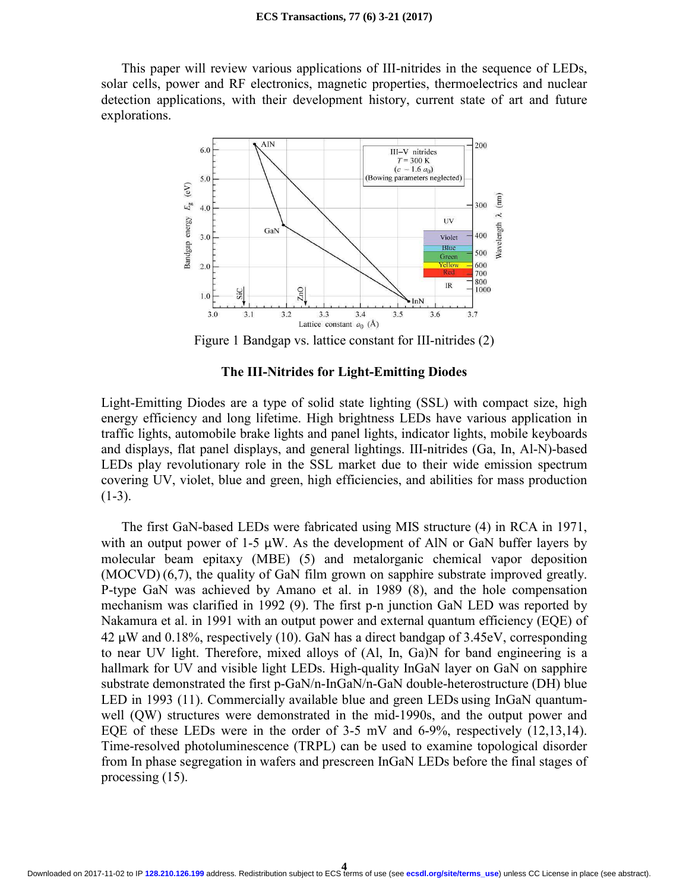This paper will review various applications of III-nitrides in the sequence of LEDs, solar cells, power and RF electronics, magnetic properties, thermoelectrics and nuclear detection applications, with their development history, current state of art and future explorations.

Figure 1 Bandgap vs. lattice constant for III-nitrides (2)

## The III-Nitrides for Light-Emitting Diodes

Light-Emitting Diodes are a type of solid state lighting (SSL) with compact size, high energy efficiency and long lifetime. High brightness LEDs have various application in traffic lights, automobile brake lights and panel lights, indicator lights, mobile keyboards and displays, flat panel displays, and general lightings. III-nitrides (Ga, In, Al-N)-based LEDs play revolutionary role in the SSL market due to their wide emission spectrum covering UV, violet, blue and green, high efficiencies, and abilities for mass production (1-3).

The first GaN-based LEDs were fabricated using MIS structure (4) in RCA in 1971, with an output power of 1-5 μW. As the development of AlN or GaN buffer layers by molecular beam epitaxy (MBE) (5) and metalorganic chemical vapor deposition (MOCVD) (6,7), the quality of GaN film grown on sapphire substrate improved greatly. P-type GaN was achieved by Amano et al. in 1989 (8), and the hole compensation mechanism was clarified in 1992 (9). The first p-n junction GaN LED was reported by Nakamura et al. in 1991 with an output power and external quantum efficiency (EQE) of 42 μW and 0.18%, respectively (10). GaN has a direct bandgap of 3.45eV, corresponding to near UV light. Therefore, mixed alloys of (Al, In, Ga)N for band engineering is a hallmark for UV and visible light LEDs. High-quality InGaN layer on GaN on sapphire substrate demonstrated the first p-GaN/n-InGaN/n-GaN double-heterostructure (DH) blue LED in 1993 (11). Commercially available blue and green LEDs using InGaN quantum-well (QW) structures were demonstrated in the mid-1990s, and the output power and EQE of these LEDs were in the order of 3-5 mV and 6-9%, respectively (12,13,14). Time-resolved photoluminescence (TRPL) can be used to examine topological disorder from In phase segregation in wafers and prescreen InGaN LEDs before the final stages of processing (15).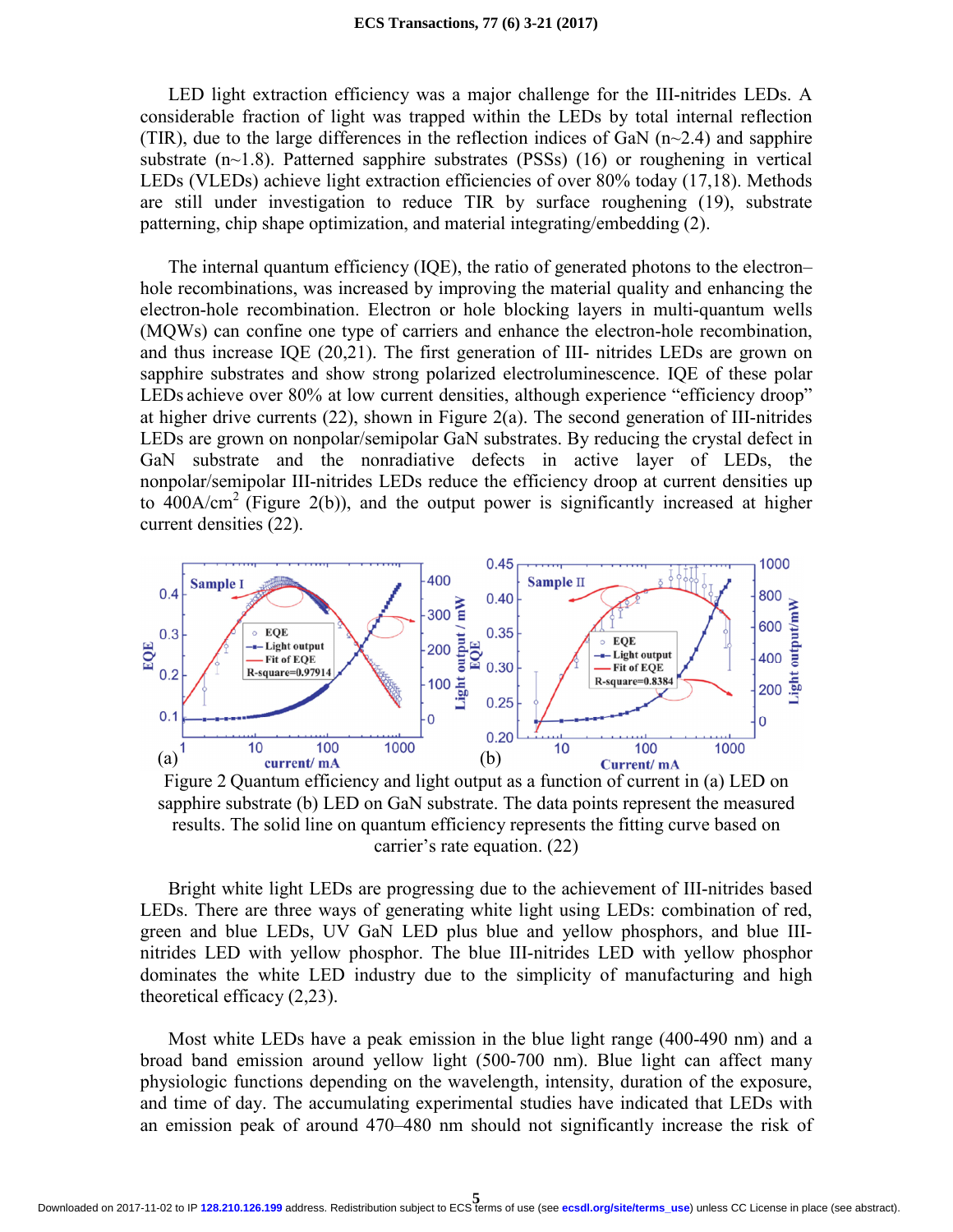LED light extraction efficiency was a major challenge for the III-nitrides LEDs. A considerable fraction of light was trapped within the LEDs by total internal reflection (TIR), due to the large differences in the reflection indices of GaN (n~2.4) and sapphire substrate (n~1.8). Patterned sapphire substrates (PSSs) (16) or roughening in vertical LEDs (VLEDs) achieve light extraction efficiencies of over 80% today (17,18). Methods are still under investigation to reduce TIR by surface roughening (19), substrate patterning, chip shape optimization, and material integrating/embedding (2).

The internal quantum efficiency (IQE), the ratio of generated photons to the electron–hole recombinations, was increased by improving the material quality and enhancing the electron-hole recombination. Electron or hole blocking layers in multi-quantum wells (MQWs) can confine one type of carriers and enhance the electron-hole recombination, and thus increase IQE (20,21). The first generation of III- nitrides LEDs are grown on sapphire substrates and show strong polarized electroluminescence. IQE of these polar LEDs achieve over 80% at low current densities, although experience "efficiency droop" at higher drive currents (22), shown in Figure 2(a). The second generation of III-nitrides LEDs are grown on nonpolar/semipolar GaN substrates. By reducing the crystal defect in GaN substrate and the nonradiative defects in active layer of LEDs, the nonpolar/semipolar III-nitrides LEDs reduce the efficiency droop at current densities up to 400A/cm$^2$ (Figure 2(b)), and the output power is significantly increased at higher current densities (22).

Figure 2 Quantum efficiency and light output as a function of current in (a) LED on sapphire substrate (b) LED on GaN substrate. The data points represent the measured results. The solid line on quantum efficiency represents the fitting curve based on carrier's rate equation. (22)

Bright white light LEDs are progressing due to the achievement of III-nitrides based LEDs. There are three ways of generating white light using LEDs: combination of red, green and blue LEDs, UV GaN LED plus blue and yellow phosphors, and blue III-nitrides LED with yellow phosphor. The blue III-nitrides LED with yellow phosphor dominates the white LED industry due to the simplicity of manufacturing and high theoretical efficacy (2,23).

Most white LEDs have a peak emission in the blue light range (400-490 nm) and a broad band emission around yellow light (500-700 nm). Blue light can affect many physiologic functions depending on the wavelength, intensity, duration of the exposure, and time of day. The accumulating experimental studies have indicated that LEDs with an emission peak of around 470–480 nm should not significantly increase the risk of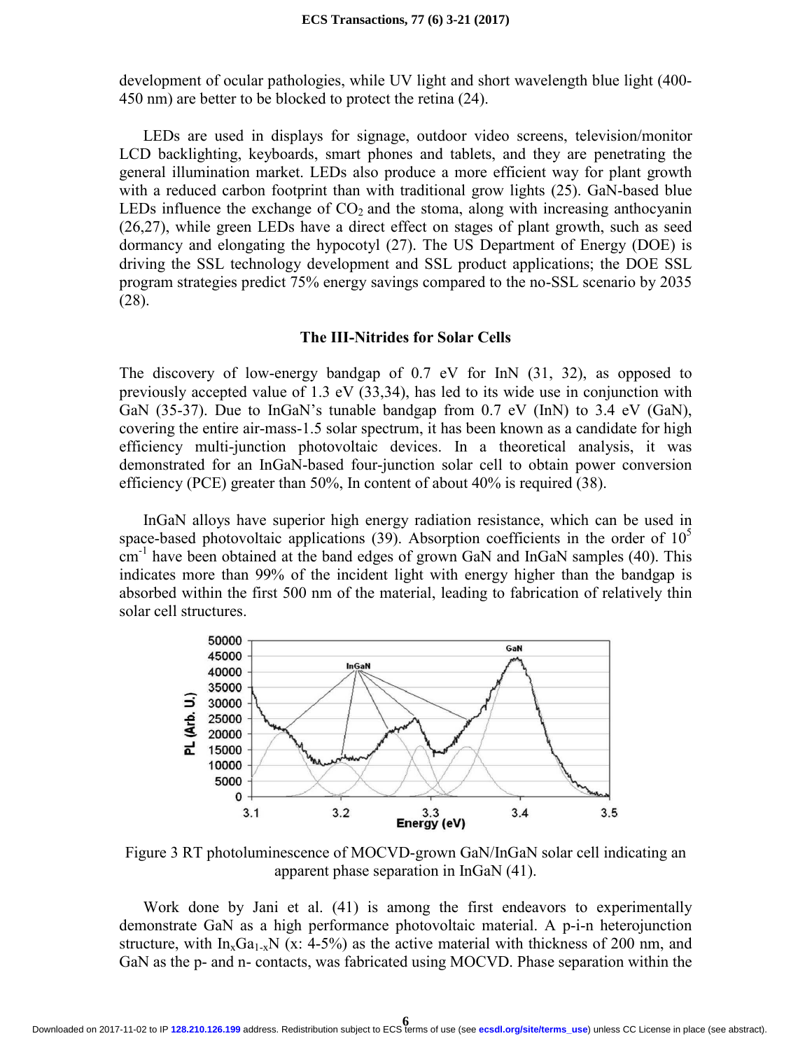development of ocular pathologies, while UV light and short wavelength blue light (400-450 nm) are better to be blocked to protect the retina (24).

LEDs are used in displays for signage, outdoor video screens, television/monitor LCD backlighting, keyboards, smart phones and tablets, and they are penetrating the general illumination market. LEDs also produce a more efficient way for plant growth with a reduced carbon footprint than with traditional grow lights (25). GaN-based blue LEDs influence the exchange of $CO_2$ and the stoma, along with increasing anthocyanin (26,27), while green LEDs have a direct effect on stages of plant growth, such as seed dormancy and elongating the hypocotyl (27). The US Department of Energy (DOE) is driving the SSL technology development and SSL product applications; the DOE SSL program strategies predict 75% energy savings compared to the no-SSL scenario by 2035 (28).

## The III-Nitrides for Solar Cells

The discovery of low-energy bandgap of 0.7 eV for InN (31, 32), as opposed to previously accepted value of 1.3 eV (33,34), has led to its wide use in conjunction with GaN (35-37). Due to InGaN's tunable bandgap from 0.7 eV (InN) to 3.4 eV (GaN), covering the entire air-mass-1.5 solar spectrum, it has been known as a candidate for high efficiency multi-junction photovoltaic devices. In a theoretical analysis, it was demonstrated for an InGaN-based four-junction solar cell to obtain power conversion efficiency (PCE) greater than 50%, In content of about 40% is required (38).

InGaN alloys have superior high energy radiation resistance, which can be used in space-based photovoltaic applications (39). Absorption coefficients in the order of $10^5$ $cm^{-1}$ have been obtained at the band edges of grown GaN and InGaN samples (40). This indicates more than 99% of the incident light with energy higher than the bandgap is absorbed within the first 500 nm of the material, leading to fabrication of relatively thin solar cell structures.

Figure 3 RT photoluminescence of MOCVD-grown GaN/InGaN solar cell indicating an apparent phase separation in InGaN (41).

Work done by Jani et al. (41) is among the first endeavors to experimentally demonstrate GaN as a high performance photovoltaic material. A p-i-n heterojunction structure, with $In_xGa_{1-x}N$ (x: 4-5%) as the active material with thickness of 200 nm, and GaN as the p- and n- contacts, was fabricated using MOCVD. Phase separation within the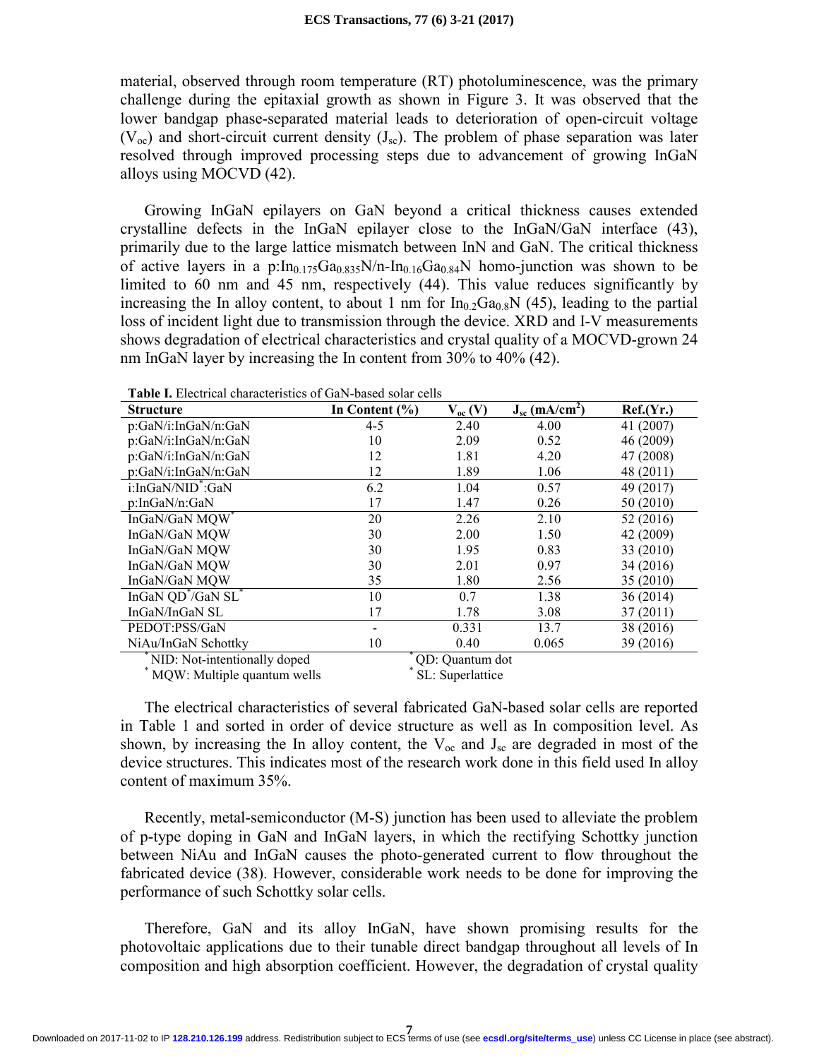material, observed through room temperature (RT) photoluminescence, was the primary challenge during the epitaxial growth as shown in Figure 3. It was observed that the lower bandgap phase-separated material leads to deterioration of open-circuit voltage ($V_{oc}$) and short-circuit current density ($J_{sc}$). The problem of phase separation was later resolved through improved processing steps due to advancement of growing InGaN alloys using MOCVD (42).

Growing InGaN epilayers on GaN beyond a critical thickness causes extended crystalline defects in the InGaN epilayer close to the InGaN/GaN interface (43), primarily due to the large lattice mismatch between InN and GaN. The critical thickness of active layers in a p:$In_{0.175}Ga_{0.835}N$/n-$In_{0.16}Ga_{0.84}N$ homo-junction was shown to be limited to 60 nm and 45 nm, respectively (44). This value reduces significantly by increasing the In alloy content, to about 1 nm for $In_{0.2}Ga_{0.8}N$ (45), leading to the partial loss of incident light due to transmission through the device. XRD and I-V measurements shows degradation of electrical characteristics and crystal quality of a MOCVD-grown 24 nm InGaN layer by increasing the In content from 30% to 40% (42).

**Table I.** Electrical characteristics of GaN-based solar cells

| Structure | In Content (%) | $V_{oc}$ (V) | $J_{sc}$ (mA/cm$^2$) | Ref.(Yr.) |
|---|---|---|---|---|
| p:GaN/i:InGaN/n:GaN | 4-5 | 2.40 | 4.00 | 41 (2007) |
| p:GaN/i:InGaN/n:GaN | 10 | 2.09 | 0.52 | 46 (2009) |
| p:GaN/i:InGaN/n:GaN | 12 | 1.81 | 4.20 | 47 (2008) |
| p:GaN/i:InGaN/n:GaN | 12 | 1.89 | 1.06 | 48 (2011) |
| i:InGaN/NID*:GaN | 6.2 | 1.04 | 0.57 | 49 (2017) |
| p:InGaN/n:GaN | 17 | 1.47 | 0.26 | 50 (2010) |
| InGaN/GaN MQW* | 20 | 2.26 | 2.10 | 52 (2016) |
| InGaN/GaN MQW | 30 | 2.00 | 1.50 | 42 (2009) |
| InGaN/GaN MQW | 30 | 1.95 | 0.83 | 33 (2010) |
| InGaN/GaN MQW | 30 | 2.01 | 0.97 | 34 (2016) |
| InGaN/GaN MQW | 35 | 1.80 | 2.56 | 35 (2010) |
| InGaN QD*/GaN SL* | 10 | 0.7 | 1.38 | 36 (2014) |
| InGaN/InGaN SL | 17 | 1.78 | 3.08 | 37 (2011) |
| PEDOT:PSS/GaN | - | 0.331 | 13.7 | 38 (2016) |
| NiAu/InGaN Schottky | 10 | 0.40 | 0.065 | 39 (2016) |

\* NID: Not-intentionally doped  
\* MQW: Multiple quantum wells  
\* QD: Quantum dot  
\* SL: Superlattice

The electrical characteristics of several fabricated GaN-based solar cells are reported in Table 1 and sorted in order of device structure as well as In composition level. As shown, by increasing the In alloy content, the $V_{oc}$ and $J_{sc}$ are degraded in most of the device structures. This indicates most of the research work done in this field used In alloy content of maximum 35%.

Recently, metal-semiconductor (M-S) junction has been used to alleviate the problem of p-type doping in GaN and InGaN layers, in which the rectifying Schottky junction between NiAu and InGaN causes the photo-generated current to flow throughout the fabricated device (38). However, considerable work needs to be done for improving the performance of such Schottky solar cells.

Therefore, GaN and its alloy InGaN, have shown promising results for the photovoltaic applications due to their tunable direct bandgap throughout all levels of In composition and high absorption coefficient. However, the degradation of crystal quality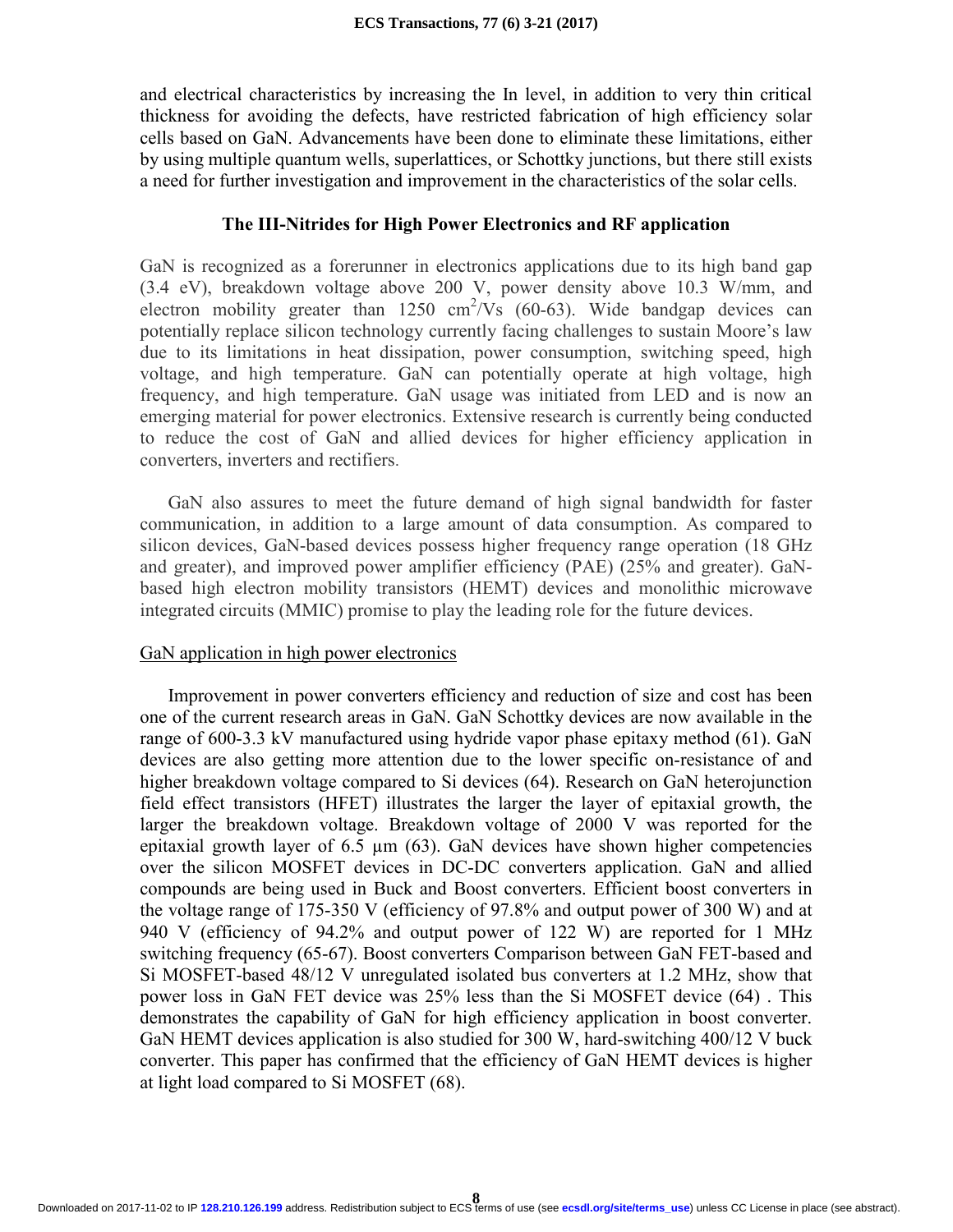and electrical characteristics by increasing the In level, in addition to very thin critical thickness for avoiding the defects, have restricted fabrication of high efficiency solar cells based on GaN. Advancements have been done to eliminate these limitations, either by using multiple quantum wells, superlattices, or Schottky junctions, but there still exists a need for further investigation and improvement in the characteristics of the solar cells.

## The III-Nitrides for High Power Electronics and RF application

GaN is recognized as a forerunner in electronics applications due to its high band gap (3.4 eV), breakdown voltage above 200 V, power density above 10.3 W/mm, and electron mobility greater than 1250 $cm^2/Vs$ (60-63). Wide bandgap devices can potentially replace silicon technology currently facing challenges to sustain Moore's law due to its limitations in heat dissipation, power consumption, switching speed, high voltage, and high temperature. GaN can potentially operate at high voltage, high frequency, and high temperature. GaN usage was initiated from LED and is now an emerging material for power electronics. Extensive research is currently being conducted to reduce the cost of GaN and allied devices for higher efficiency application in converters, inverters and rectifiers.

GaN also assures to meet the future demand of high signal bandwidth for faster communication, in addition to a large amount of data consumption. As compared to silicon devices, GaN-based devices possess higher frequency range operation (18 GHz and greater), and improved power amplifier efficiency (PAE) (25% and greater). GaN-based high electron mobility transistors (HEMT) devices and monolithic microwave integrated circuits (MMIC) promise to play the leading role for the future devices.

### GaN application in high power electronics

Improvement in power converters efficiency and reduction of size and cost has been one of the current research areas in GaN. GaN Schottky devices are now available in the range of 600-3.3 kV manufactured using hydride vapor phase epitaxy method (61). GaN devices are also getting more attention due to the lower specific on-resistance of and higher breakdown voltage compared to Si devices (64). Research on GaN heterojunction field effect transistors (HFET) illustrates the larger the layer of epitaxial growth, the larger the breakdown voltage. Breakdown voltage of 2000 V was reported for the epitaxial growth layer of 6.5 μm (63). GaN devices have shown higher competencies over the silicon MOSFET devices in DC-DC converters application. GaN and allied compounds are being used in Buck and Boost converters. Efficient boost converters in the voltage range of 175-350 V (efficiency of 97.8% and output power of 300 W) and at 940 V (efficiency of 94.2% and output power of 122 W) are reported for 1 MHz switching frequency (65-67). Boost converters Comparison between GaN FET-based and Si MOSFET-based 48/12 V unregulated isolated bus converters at 1.2 MHz, show that power loss in GaN FET device was 25% less than the Si MOSFET device (64) . This demonstrates the capability of GaN for high efficiency application in boost converter. GaN HEMT devices application is also studied for 300 W, hard-switching 400/12 V buck converter. This paper has confirmed that the efficiency of GaN HEMT devices is higher at light load compared to Si MOSFET (68).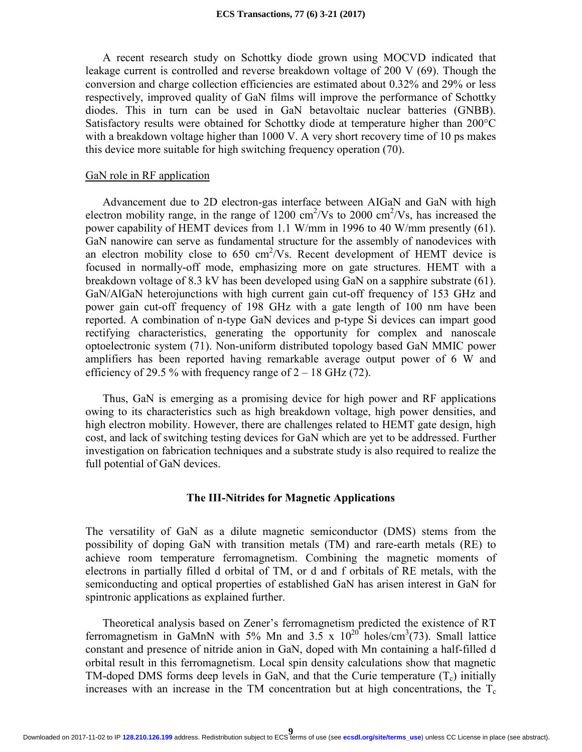A recent research study on Schottky diode grown using MOCVD indicated that leakage current is controlled and reverse breakdown voltage of 200 V (69). Though the conversion and charge collection efficiencies are estimated about 0.32% and 29% or less respectively, improved quality of GaN films will improve the performance of Schottky diodes. This in turn can be used in GaN betavoltaic nuclear batteries (GNBB). Satisfactory results were obtained for Schottky diode at temperature higher than 200°C with a breakdown voltage higher than 1000 V. A very short recovery time of 10 ps makes this device more suitable for high switching frequency operation (70).

### GaN role in RF application

Advancement due to 2D electron-gas interface between AIGaN and GaN with high electron mobility range, in the range of 1200 $cm^2/Vs$ to 2000 $cm^2/Vs$, has increased the power capability of HEMT devices from 1.1 W/mm in 1996 to 40 W/mm presently (61). GaN nanowire can serve as fundamental structure for the assembly of nanodevices with an electron mobility close to 650 $cm^2/Vs$. Recent development of HEMT device is focused in normally-off mode, emphasizing more on gate structures. HEMT with a breakdown voltage of 8.3 kV has been developed using GaN on a sapphire substrate (61). GaN/AlGaN heterojunctions with high current gain cut-off frequency of 153 GHz and power gain cut-off frequency of 198 GHz with a gate length of 100 nm have been reported. A combination of n-type GaN devices and p-type Si devices can impart good rectifying characteristics, generating the opportunity for complex and nanoscale optoelectronic system (71). Non-uniform distributed topology based GaN MMIC power amplifiers has been reported having remarkable average output power of 6 W and efficiency of 29.5 % with frequency range of 2 – 18 GHz (72).

Thus, GaN is emerging as a promising device for high power and RF applications owing to its characteristics such as high breakdown voltage, high power densities, and high electron mobility. However, there are challenges related to HEMT gate design, high cost, and lack of switching testing devices for GaN which are yet to be addressed. Further investigation on fabrication techniques and a substrate study is also required to realize the full potential of GaN devices.

## The III-Nitrides for Magnetic Applications

The versatility of GaN as a dilute magnetic semiconductor (DMS) stems from the possibility of doping GaN with transition metals (TM) and rare-earth metals (RE) to achieve room temperature ferromagnetism. Combining the magnetic moments of electrons in partially filled d orbital of TM, or d and f orbitals of RE metals, with the semiconducting and optical properties of established GaN has arisen interest in GaN for spintronic applications as explained further.

Theoretical analysis based on Zener's ferromagnetism predicted the existence of RT ferromagnetism in GaMnN with 5% Mn and $3.5 \times 10^{20}$ holes/$cm^3$(73). Small lattice constant and presence of nitride anion in GaN, doped with Mn containing a half-filled d orbital result in this ferromagnetism. Local spin density calculations show that magnetic TM-doped DMS forms deep levels in GaN, and that the Curie temperature ($T_c$) initially increases with an increase in the TM concentration but at high concentrations, the $T_c$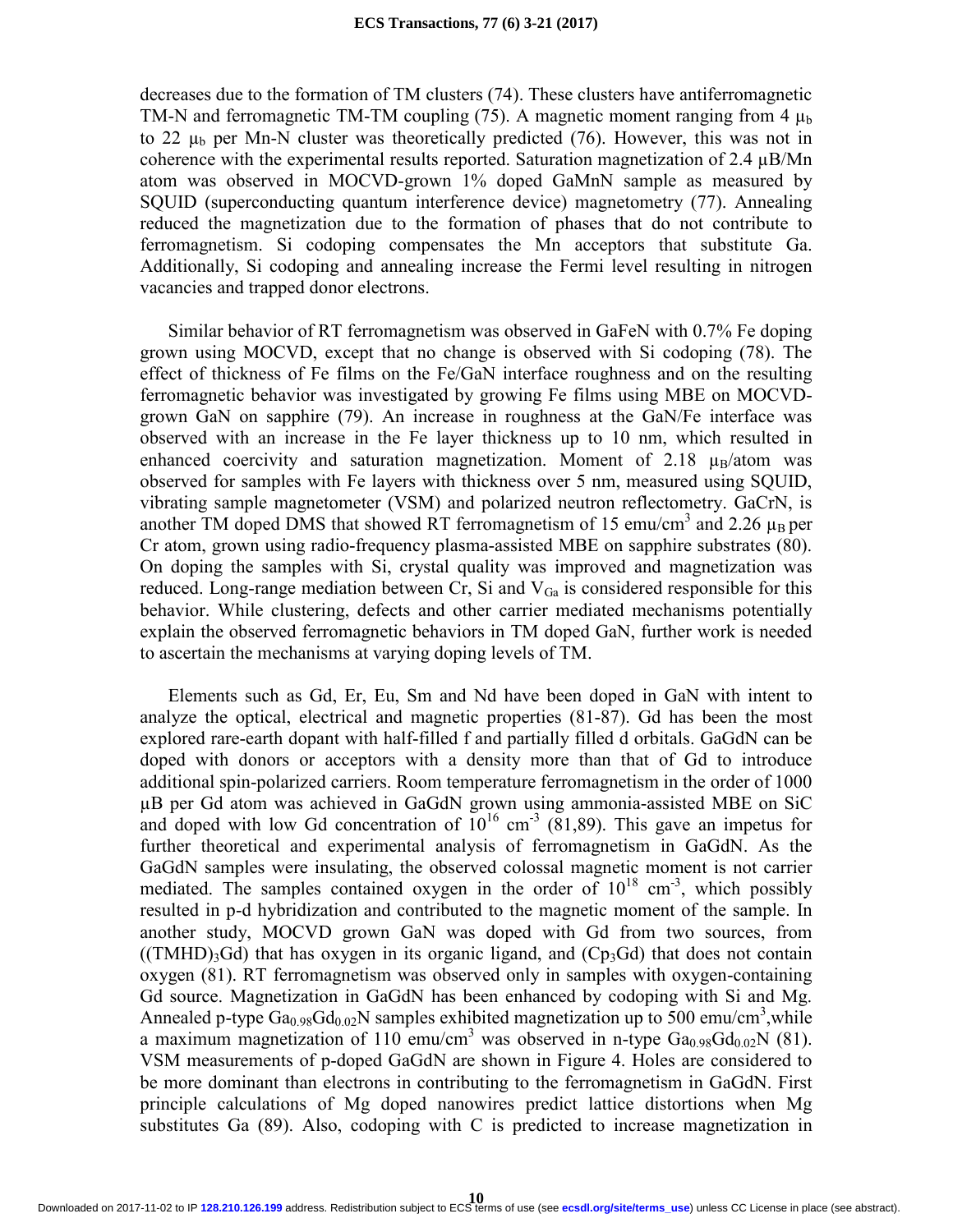decreases due to the formation of TM clusters (74). These clusters have antiferromagnetic TM-N and ferromagnetic TM-TM coupling (75). A magnetic moment ranging from 4 $\mu_b$ to 22 $\mu_b$ per Mn-N cluster was theoretically predicted (76). However, this was not in coherence with the experimental results reported. Saturation magnetization of 2.4 μB/Mn atom was observed in MOCVD-grown 1% doped GaMnN sample as measured by SQUID (superconducting quantum interference device) magnetometry (77). Annealing reduced the magnetization due to the formation of phases that do not contribute to ferromagnetism. Si codoping compensates the Mn acceptors that substitute Ga. Additionally, Si codoping and annealing increase the Fermi level resulting in nitrogen vacancies and trapped donor electrons.

Similar behavior of RT ferromagnetism was observed in GaFeN with 0.7% Fe doping grown using MOCVD, except that no change is observed with Si codoping (78). The effect of thickness of Fe films on the Fe/GaN interface roughness and on the resulting ferromagnetic behavior was investigated by growing Fe films using MBE on MOCVD-grown GaN on sapphire (79). An increase in roughness at the GaN/Fe interface was observed with an increase in the Fe layer thickness up to 10 nm, which resulted in enhanced coercivity and saturation magnetization. Moment of 2.18 $\mu_B$/atom was observed for samples with Fe layers with thickness over 5 nm, measured using SQUID, vibrating sample magnetometer (VSM) and polarized neutron reflectometry. GaCrN, is another TM doped DMS that showed RT ferromagnetism of 15 emu/cm$^3$ and 2.26 $\mu_B$ per Cr atom, grown using radio-frequency plasma-assisted MBE on sapphire substrates (80). On doping the samples with Si, crystal quality was improved and magnetization was reduced. Long-range mediation between Cr, Si and $V_{Ga}$ is considered responsible for this behavior. While clustering, defects and other carrier mediated mechanisms potentially explain the observed ferromagnetic behaviors in TM doped GaN, further work is needed to ascertain the mechanisms at varying doping levels of TM.

Elements such as Gd, Er, Eu, Sm and Nd have been doped in GaN with intent to analyze the optical, electrical and magnetic properties (81-87). Gd has been the most explored rare-earth dopant with half-filled f and partially filled d orbitals. GaGdN can be doped with donors or acceptors with a density more than that of Gd to introduce additional spin-polarized carriers. Room temperature ferromagnetism in the order of 1000 μB per Gd atom was achieved in GaGdN grown using ammonia-assisted MBE on SiC and doped with low Gd concentration of $10^{16}$ cm$^{-3}$ (81,89). This gave an impetus for further theoretical and experimental analysis of ferromagnetism in GaGdN. As the GaGdN samples were insulating, the observed colossal magnetic moment is not carrier mediated. The samples contained oxygen in the order of $10^{18}$ cm$^{-3}$, which possibly resulted in p-d hybridization and contributed to the magnetic moment of the sample. In another study, MOCVD grown GaN was doped with Gd from two sources, from ($(TMHD)_3Gd$) that has oxygen in its organic ligand, and ($Cp_3Gd$) that does not contain oxygen (81). RT ferromagnetism was observed only in samples with oxygen-containing Gd source. Magnetization in GaGdN has been enhanced by codoping with Si and Mg. Annealed p-type $Ga_{0.98}Gd_{0.02}N$ samples exhibited magnetization up to 500 emu/cm$^3$, while a maximum magnetization of 110 emu/cm$^3$ was observed in n-type $Ga_{0.98}Gd_{0.02}N$ (81). VSM measurements of p-doped GaGdN are shown in Figure 4. Holes are considered to be more dominant than electrons in contributing to the ferromagnetism in GaGdN. First principle calculations of Mg doped nanowires predict lattice distortions when Mg substitutes Ga (89). Also, codoping with C is predicted to increase magnetization in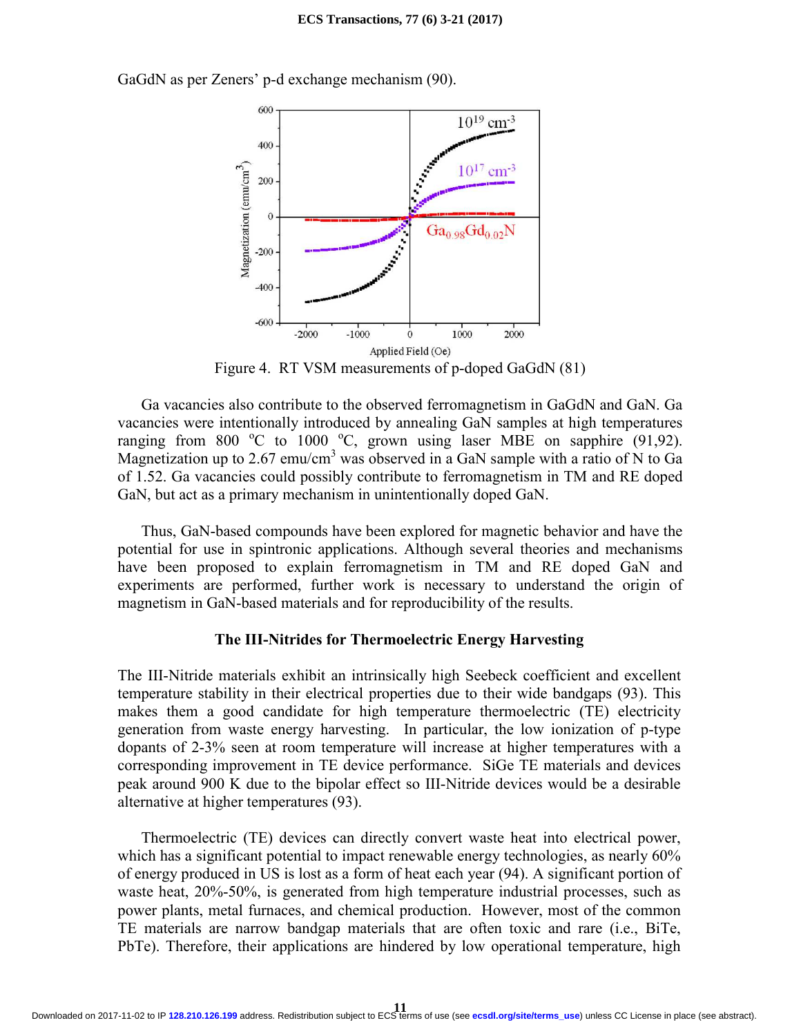GaGdN as per Zeners' p-d exchange mechanism (90).

Figure 4. RT VSM measurements of p-doped GaGdN (81)

Ga vacancies also contribute to the observed ferromagnetism in GaGdN and GaN. Ga vacancies were intentionally introduced by annealing GaN samples at high temperatures ranging from 800 °C to 1000 °C, grown using laser MBE on sapphire (91,92). Magnetization up to 2.67 emu/cm$^3$ was observed in a GaN sample with a ratio of N to Ga of 1.52. Ga vacancies could possibly contribute to ferromagnetism in TM and RE doped GaN, but act as a primary mechanism in unintentionally doped GaN.

Thus, GaN-based compounds have been explored for magnetic behavior and have the potential for use in spintronic applications. Although several theories and mechanisms have been proposed to explain ferromagnetism in TM and RE doped GaN and experiments are performed, further work is necessary to understand the origin of magnetism in GaN-based materials and for reproducibility of the results.

## The III-Nitrides for Thermoelectric Energy Harvesting

The III-Nitride materials exhibit an intrinsically high Seebeck coefficient and excellent temperature stability in their electrical properties due to their wide bandgaps (93). This makes them a good candidate for high temperature thermoelectric (TE) electricity generation from waste energy harvesting. In particular, the low ionization of p-type dopants of 2-3% seen at room temperature will increase at higher temperatures with a corresponding improvement in TE device performance. SiGe TE materials and devices peak around 900 K due to the bipolar effect so III-Nitride devices would be a desirable alternative at higher temperatures (93).

Thermoelectric (TE) devices can directly convert waste heat into electrical power, which has a significant potential to impact renewable energy technologies, as nearly 60% of energy produced in US is lost as a form of heat each year (94). A significant portion of waste heat, 20%-50%, is generated from high temperature industrial processes, such as power plants, metal furnaces, and chemical production. However, most of the common TE materials are narrow bandgap materials that are often toxic and rare (i.e., BiTe, PbTe). Therefore, their applications are hindered by low operational temperature, high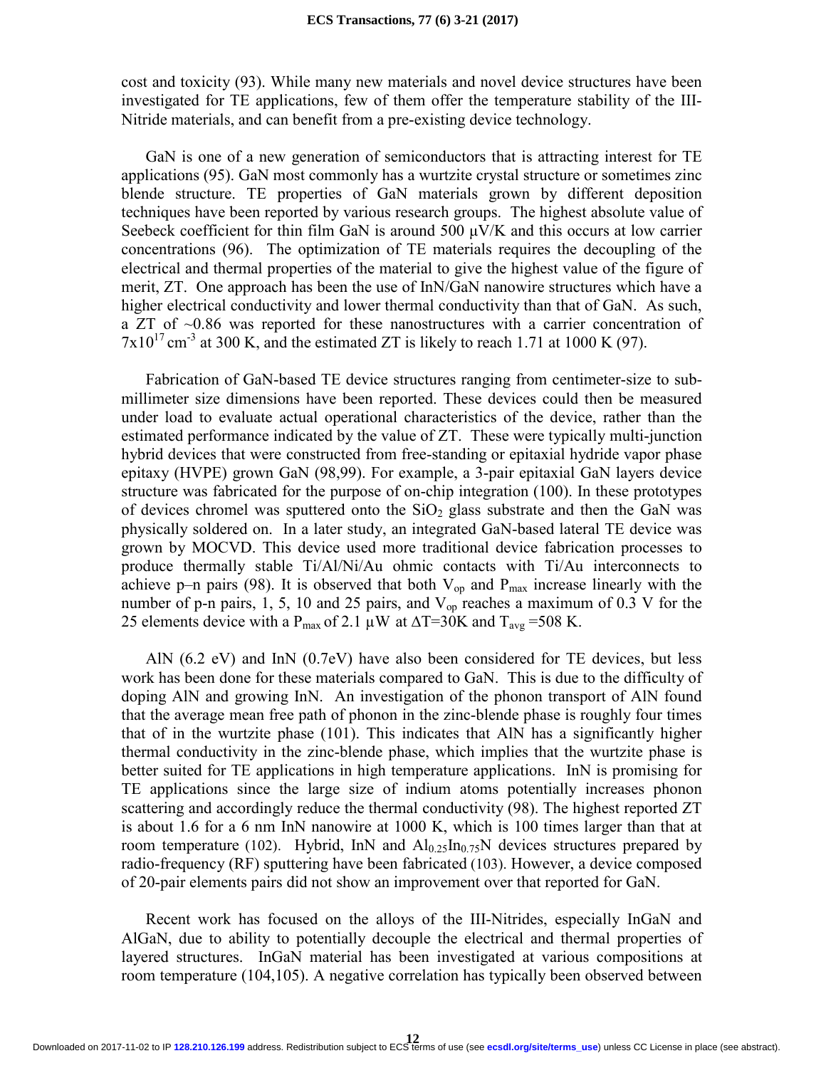cost and toxicity (93). While many new materials and novel device structures have been investigated for TE applications, few of them offer the temperature stability of the III-Nitride materials, and can benefit from a pre-existing device technology.

GaN is one of a new generation of semiconductors that is attracting interest for TE applications (95). GaN most commonly has a wurtzite crystal structure or sometimes zinc blende structure. TE properties of GaN materials grown by different deposition techniques have been reported by various research groups. The highest absolute value of Seebeck coefficient for thin film GaN is around 500 μV/K and this occurs at low carrier concentrations (96). The optimization of TE materials requires the decoupling of the electrical and thermal properties of the material to give the highest value of the figure of merit, ZT. One approach has been the use of InN/GaN nanowire structures which have a higher electrical conductivity and lower thermal conductivity than that of GaN. As such, a ZT of ~0.86 was reported for these nanostructures with a carrier concentration of $7 \times 10^{17}$ cm$^{-3}$ at 300 K, and the estimated ZT is likely to reach 1.71 at 1000 K (97).

Fabrication of GaN-based TE device structures ranging from centimeter-size to sub-millimeter size dimensions have been reported. These devices could then be measured under load to evaluate actual operational characteristics of the device, rather than the estimated performance indicated by the value of ZT. These were typically multi-junction hybrid devices that were constructed from free-standing or epitaxial hydride vapor phase epitaxy (HVPE) grown GaN (98,99). For example, a 3-pair epitaxial GaN layers device structure was fabricated for the purpose of on-chip integration (100). In these prototypes of devices chromel was sputtered onto the $SiO_2$ glass substrate and then the GaN was physically soldered on. In a later study, an integrated GaN-based lateral TE device was grown by MOCVD. This device used more traditional device fabrication processes to produce thermally stable Ti/Al/Ni/Au ohmic contacts with Ti/Au interconnects to achieve p–n pairs (98). It is observed that both $V_{op}$ and $P_{max}$ increase linearly with the number of p-n pairs, 1, 5, 10 and 25 pairs, and $V_{op}$ reaches a maximum of 0.3 V for the 25 elements device with a $P_{max}$ of 2.1 μW at $\Delta T$=30K and $T_{avg}$ =508 K.

AlN (6.2 eV) and InN (0.7eV) have also been considered for TE devices, but less work has been done for these materials compared to GaN. This is due to the difficulty of doping AlN and growing InN. An investigation of the phonon transport of AlN found that the average mean free path of phonon in the zinc-blende phase is roughly four times that of in the wurtzite phase (101). This indicates that AlN has a significantly higher thermal conductivity in the zinc-blende phase, which implies that the wurtzite phase is better suited for TE applications in high temperature applications. InN is promising for TE applications since the large size of indium atoms potentially increases phonon scattering and accordingly reduce the thermal conductivity (98). The highest reported ZT is about 1.6 for a 6 nm InN nanowire at 1000 K, which is 100 times larger than that at room temperature (102). Hybrid, InN and $Al_{0.25}In_{0.75}N$ devices structures prepared by radio-frequency (RF) sputtering have been fabricated (103). However, a device composed of 20-pair elements pairs did not show an improvement over that reported for GaN.

Recent work has focused on the alloys of the III-Nitrides, especially InGaN and AlGaN, due to ability to potentially decouple the electrical and thermal properties of layered structures. InGaN material has been investigated at various compositions at room temperature (104,105). A negative correlation has typically been observed between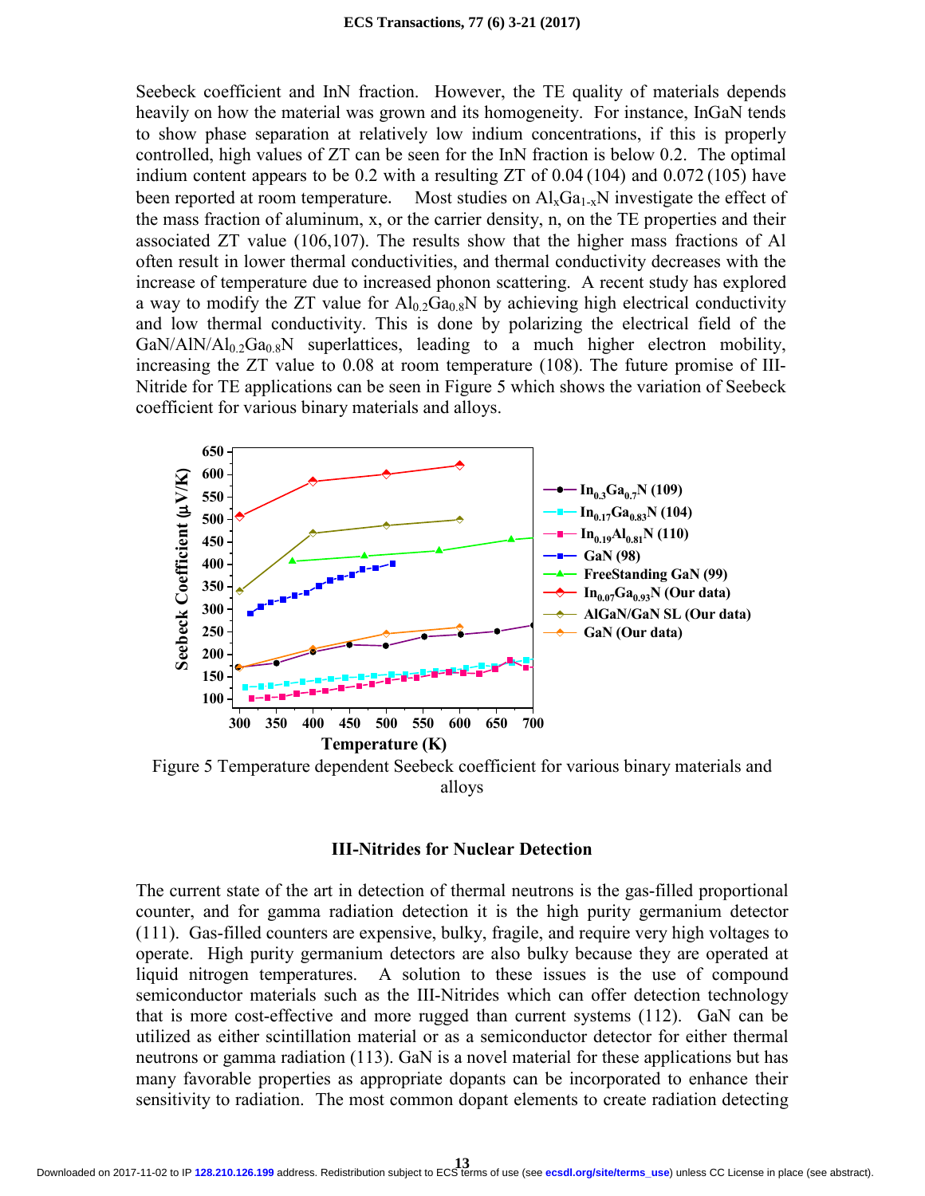Seebeck coefficient and InN fraction. However, the TE quality of materials depends heavily on how the material was grown and its homogeneity. For instance, InGaN tends to show phase separation at relatively low indium concentrations, if this is properly controlled, high values of ZT can be seen for the InN fraction is below 0.2. The optimal indium content appears to be 0.2 with a resulting ZT of 0.04 (104) and 0.072 (105) have been reported at room temperature. Most studies on $Al_xGa_{1-x}N$ investigate the effect of the mass fraction of aluminum, x, or the carrier density, n, on the TE properties and their associated ZT value (106,107). The results show that the higher mass fractions of Al often result in lower thermal conductivities, and thermal conductivity decreases with the increase of temperature due to increased phonon scattering. A recent study has explored a way to modify the ZT value for $Al_{0.2}Ga_{0.8}N$ by achieving high electrical conductivity and low thermal conductivity. This is done by polarizing the electrical field of the GaN/AlN/$Al_{0.2}Ga_{0.8}N$ superlattices, leading to a much higher electron mobility, increasing the ZT value to 0.08 at room temperature (108). The future promise of III-Nitride for TE applications can be seen in Figure 5 which shows the variation of Seebeck coefficient for various binary materials and alloys.

Figure 5 Temperature dependent Seebeck coefficient for various binary materials and alloys

## III-Nitrides for Nuclear Detection

The current state of the art in detection of thermal neutrons is the gas-filled proportional counter, and for gamma radiation detection it is the high purity germanium detector (111). Gas-filled counters are expensive, bulky, fragile, and require very high voltages to operate. High purity germanium detectors are also bulky because they are operated at liquid nitrogen temperatures. A solution to these issues is the use of compound semiconductor materials such as the III-Nitrides which can offer detection technology that is more cost-effective and more rugged than current systems (112). GaN can be utilized as either scintillation material or as a semiconductor detector for either thermal neutrons or gamma radiation (113). GaN is a novel material for these applications but has many favorable properties as appropriate dopants can be incorporated to enhance their sensitivity to radiation. The most common dopant elements to create radiation detecting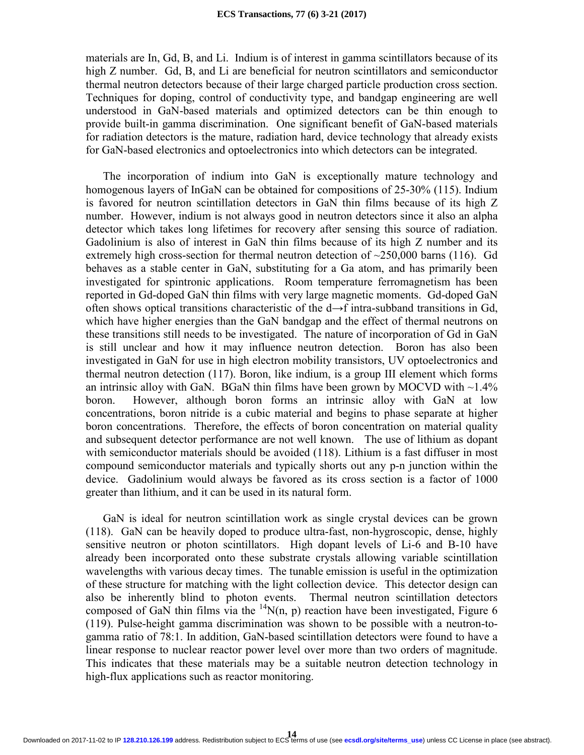materials are In, Gd, B, and Li. Indium is of interest in gamma scintillators because of its high Z number. Gd, B, and Li are beneficial for neutron scintillators and semiconductor thermal neutron detectors because of their large charged particle production cross section. Techniques for doping, control of conductivity type, and bandgap engineering are well understood in GaN-based materials and optimized detectors can be thin enough to provide built-in gamma discrimination. One significant benefit of GaN-based materials for radiation detectors is the mature, radiation hard, device technology that already exists for GaN-based electronics and optoelectronics into which detectors can be integrated.

The incorporation of indium into GaN is exceptionally mature technology and homogenous layers of InGaN can be obtained for compositions of 25-30% (115). Indium is favored for neutron scintillation detectors in GaN thin films because of its high Z number. However, indium is not always good in neutron detectors since it also an alpha detector which takes long lifetimes for recovery after sensing this source of radiation. Gadolinium is also of interest in GaN thin films because of its high Z number and its extremely high cross-section for thermal neutron detection of ~250,000 barns (116). Gd behaves as a stable center in GaN, substituting for a Ga atom, and has primarily been investigated for spintronic applications. Room temperature ferromagnetism has been reported in Gd-doped GaN thin films with very large magnetic moments. Gd-doped GaN often shows optical transitions characteristic of the d→f intra-subband transitions in Gd, which have higher energies than the GaN bandgap and the effect of thermal neutrons on these transitions still needs to be investigated. The nature of incorporation of Gd in GaN is still unclear and how it may influence neutron detection. Boron has also been investigated in GaN for use in high electron mobility transistors, UV optoelectronics and thermal neutron detection (117). Boron, like indium, is a group III element which forms an intrinsic alloy with GaN. BGaN thin films have been grown by MOCVD with ~1.4% boron. However, although boron forms an intrinsic alloy with GaN at low concentrations, boron nitride is a cubic material and begins to phase separate at higher boron concentrations. Therefore, the effects of boron concentration on material quality and subsequent detector performance are not well known. The use of lithium as dopant with semiconductor materials should be avoided (118). Lithium is a fast diffuser in most compound semiconductor materials and typically shorts out any p-n junction within the device. Gadolinium would always be favored as its cross section is a factor of 1000 greater than lithium, and it can be used in its natural form.

GaN is ideal for neutron scintillation work as single crystal devices can be grown (118). GaN can be heavily doped to produce ultra-fast, non-hygroscopic, dense, highly sensitive neutron or photon scintillators. High dopant levels of Li-6 and B-10 have already been incorporated onto these substrate crystals allowing variable scintillation wavelengths with various decay times. The tunable emission is useful in the optimization of these structure for matching with the light collection device. This detector design can also be inherently blind to photon events. Thermal neutron scintillation detectors composed of GaN thin films via the $^{14}N(n, p)$ reaction have been investigated, Figure 6 (119). Pulse-height gamma discrimination was shown to be possible with a neutron-to-gamma ratio of 78:1. In addition, GaN-based scintillation detectors were found to have a linear response to nuclear reactor power level over more than two orders of magnitude. This indicates that these materials may be a suitable neutron detection technology in high-flux applications such as reactor monitoring.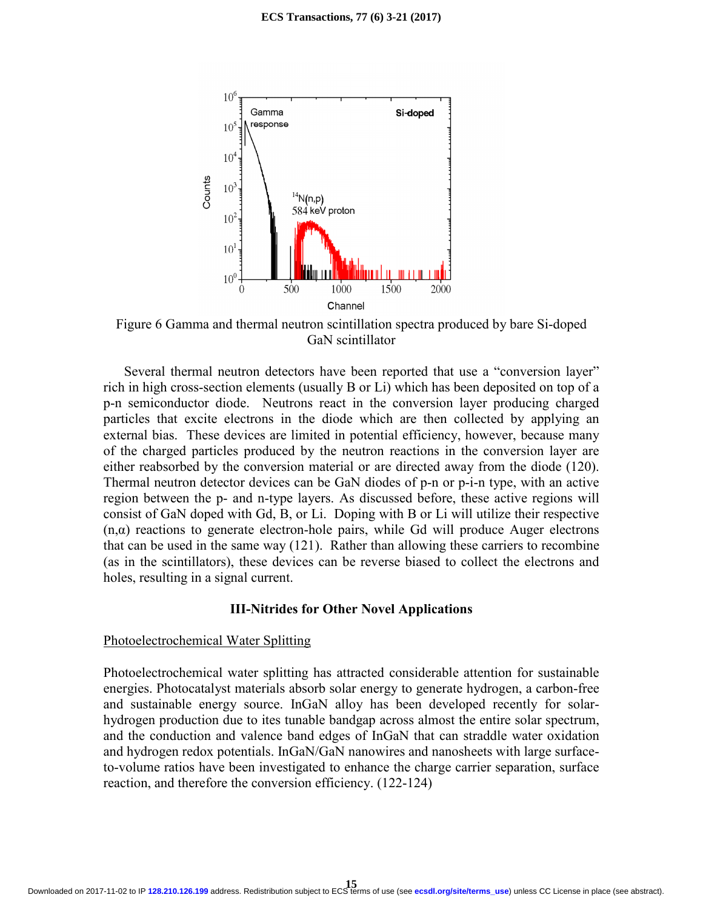Figure 6 Gamma and thermal neutron scintillation spectra produced by bare Si-doped GaN scintillator

Several thermal neutron detectors have been reported that use a "conversion layer" rich in high cross-section elements (usually B or Li) which has been deposited on top of a p-n semiconductor diode. Neutrons react in the conversion layer producing charged particles that excite electrons in the diode which are then collected by applying an external bias. These devices are limited in potential efficiency, however, because many of the charged particles produced by the neutron reactions in the conversion layer are either reabsorbed by the conversion material or are directed away from the diode (120). Thermal neutron detector devices can be GaN diodes of p-n or p-i-n type, with an active region between the p- and n-type layers. As discussed before, these active regions will consist of GaN doped with Gd, B, or Li. Doping with B or Li will utilize their respective $(n,\alpha)$ reactions to generate electron-hole pairs, while Gd will produce Auger electrons that can be used in the same way (121). Rather than allowing these carriers to recombine (as in the scintillators), these devices can be reverse biased to collect the electrons and holes, resulting in a signal current.

## III-Nitrides for Other Novel Applications

### Photoelectrochemical Water Splitting

Photoelectrochemical water splitting has attracted considerable attention for sustainable energies. Photocatalyst materials absorb solar energy to generate hydrogen, a carbon-free and sustainable energy source. InGaN alloy has been developed recently for solar-hydrogen production due to ites tunable bandgap across almost the entire solar spectrum, and the conduction and valence band edges of InGaN that can straddle water oxidation and hydrogen redox potentials. InGaN/GaN nanowires and nanosheets with large surface-to-volume ratios have been investigated to enhance the charge carrier separation, surface reaction, and therefore the conversion efficiency. (122-124)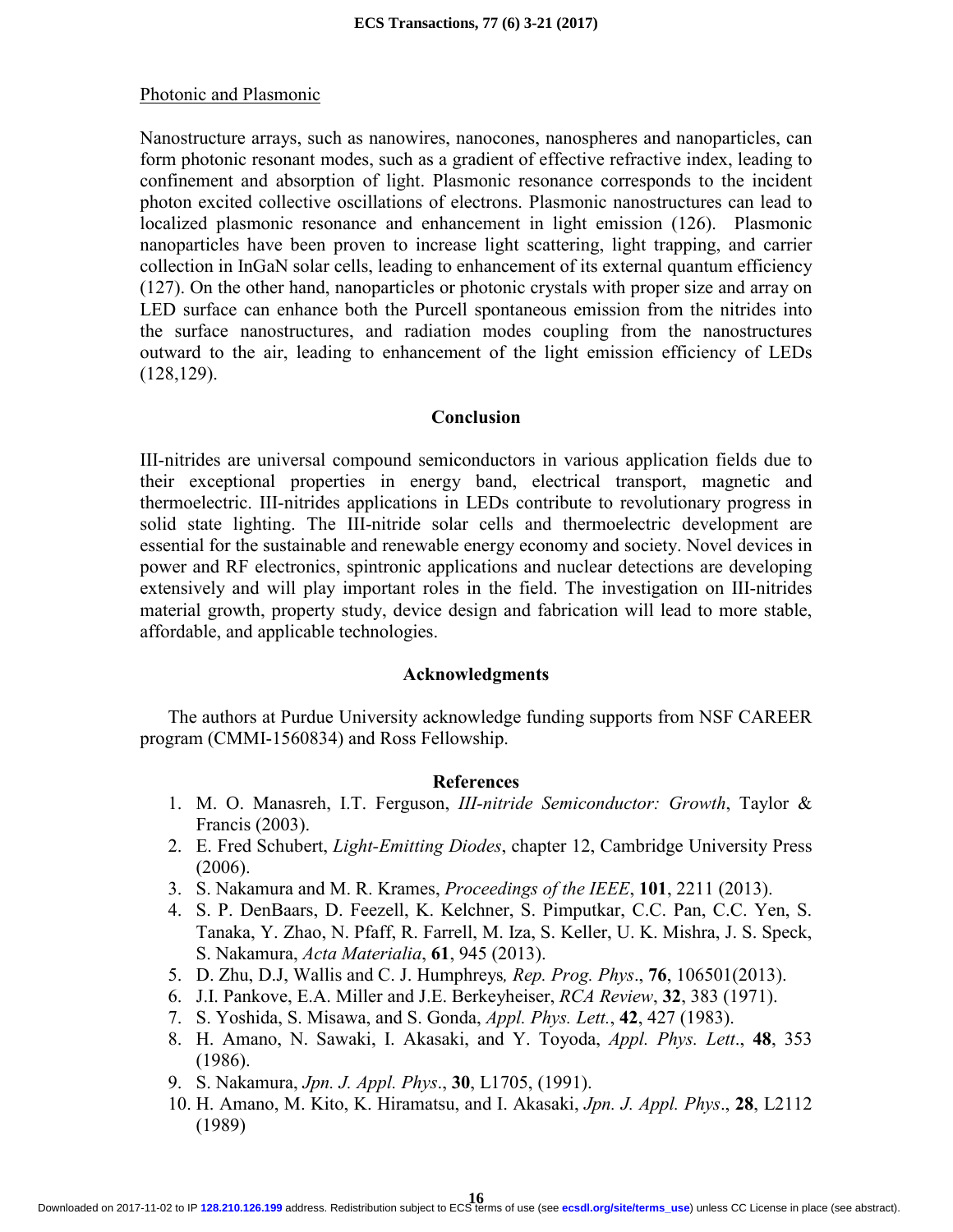### Photonic and Plasmonic

Nanostructure arrays, such as nanowires, nanocones, nanospheres and nanoparticles, can form photonic resonant modes, such as a gradient of effective refractive index, leading to confinement and absorption of light. Plasmonic resonance corresponds to the incident photon excited collective oscillations of electrons. Plasmonic nanostructures can lead to localized plasmonic resonance and enhancement in light emission (126). Plasmonic nanoparticles have been proven to increase light scattering, light trapping, and carrier collection in InGaN solar cells, leading to enhancement of its external quantum efficiency (127). On the other hand, nanoparticles or photonic crystals with proper size and array on LED surface can enhance both the Purcell spontaneous emission from the nitrides into the surface nanostructures, and radiation modes coupling from the nanostructures outward to the air, leading to enhancement of the light emission efficiency of LEDs (128,129).

## Conclusion

III-nitrides are universal compound semiconductors in various application fields due to their exceptional properties in energy band, electrical transport, magnetic and thermoelectric. III-nitrides applications in LEDs contribute to revolutionary progress in solid state lighting. The III-nitride solar cells and thermoelectric development are essential for the sustainable and renewable energy economy and society. Novel devices in power and RF electronics, spintronic applications and nuclear detections are developing extensively and will play important roles in the field. The investigation on III-nitrides material growth, property study, device design and fabrication will lead to more stable, affordable, and applicable technologies.

## Acknowledgments

The authors at Purdue University acknowledge funding supports from NSF CAREER program (CMMI-1560834) and Ross Fellowship.

## References

1. M. O. Manasreh, I.T. Ferguson, *III-nitride Semiconductor: Growth*, Taylor & Francis (2003).
2. E. Fred Schubert, *Light-Emitting Diodes*, chapter 12, Cambridge University Press (2006).
3. S. Nakamura and M. R. Krames, *Proceedings of the IEEE*, **101**, 2211 (2013).
4. S. P. DenBaars, D. Feezell, K. Kelchner, S. Pimputkar, C.C. Pan, C.C. Yen, S. Tanaka, Y. Zhao, N. Pfaff, R. Farrell, M. Iza, S. Keller, U. K. Mishra, J. S. Speck, S. Nakamura, *Acta Materialia*, **61**, 945 (2013).
5. D. Zhu, D.J, Wallis and C. J. Humphreys*, Rep. Prog. Phys*., **76**, 106501(2013).
6. J.I. Pankove, E.A. Miller and J.E. Berkeyheiser, *RCA Review*, **32**, 383 (1971).
7. S. Yoshida, S. Misawa, and S. Gonda, *Appl. Phys. Lett.*, **42**, 427 (1983).
8. H. Amano, N. Sawaki, I. Akasaki, and Y. Toyoda, *Appl. Phys. Lett*., **48**, 353 (1986).
9. S. Nakamura, *Jpn. J. Appl. Phys*., **30**, L1705, (1991).
10. H. Amano, M. Kito, K. Hiramatsu, and I. Akasaki, *Jpn. J. Appl. Phys*., **28**, L2112 (1989)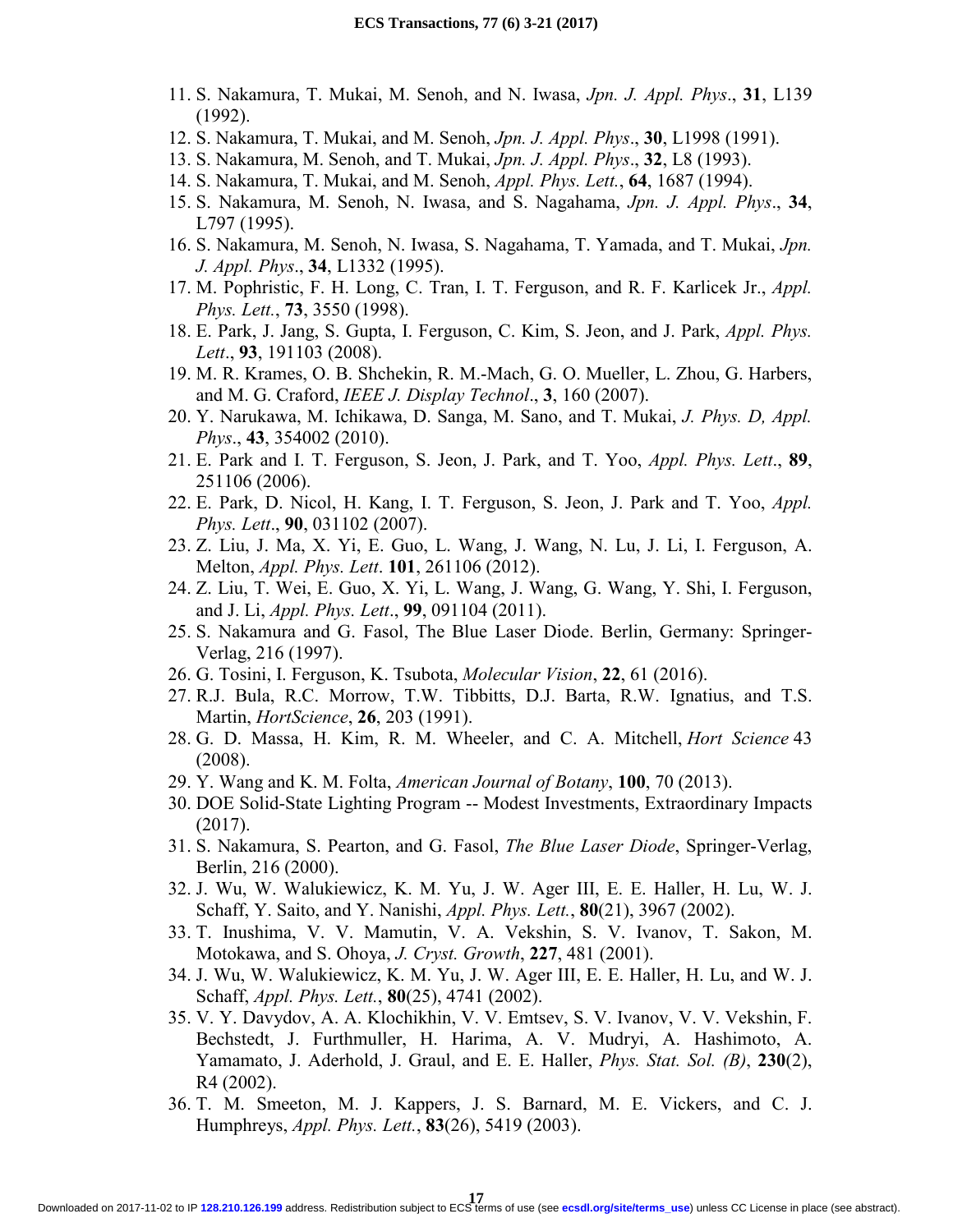11. S. Nakamura, T. Mukai, M. Senoh, and N. Iwasa, *Jpn. J. Appl. Phys*., **31**, L139 (1992).
12. S. Nakamura, T. Mukai, and M. Senoh, *Jpn. J. Appl. Phys*., **30**, L1998 (1991).
13. S. Nakamura, M. Senoh, and T. Mukai, *Jpn. J. Appl. Phys*., **32**, L8 (1993).
14. S. Nakamura, T. Mukai, and M. Senoh, *Appl. Phys. Lett.*, **64**, 1687 (1994).
15. S. Nakamura, M. Senoh, N. Iwasa, and S. Nagahama, *Jpn. J. Appl. Phys*., **34**, L797 (1995).
16. S. Nakamura, M. Senoh, N. Iwasa, S. Nagahama, T. Yamada, and T. Mukai, *Jpn. J. Appl. Phys*., **34**, L1332 (1995).
17. M. Pophristic, F. H. Long, C. Tran, I. T. Ferguson, and R. F. Karlicek Jr., *Appl. Phys. Lett.*, **73**, 3550 (1998).
18. E. Park, J. Jang, S. Gupta, I. Ferguson, C. Kim, S. Jeon, and J. Park, *Appl. Phys. Lett*., **93**, 191103 (2008).
19. M. R. Krames, O. B. Shchekin, R. M.-Mach, G. O. Mueller, L. Zhou, G. Harbers, and M. G. Craford, *IEEE J. Display Technol*., **3**, 160 (2007).
20. Y. Narukawa, M. Ichikawa, D. Sanga, M. Sano, and T. Mukai, *J. Phys. D, Appl. Phys*., **43**, 354002 (2010).
21. E. Park and I. T. Ferguson, S. Jeon, J. Park, and T. Yoo, *Appl. Phys. Lett*., **89**, 251106 (2006).
22. E. Park, D. Nicol, H. Kang, I. T. Ferguson, S. Jeon, J. Park and T. Yoo, *Appl. Phys. Lett*., **90**, 031102 (2007).
23. Z. Liu, J. Ma, X. Yi, E. Guo, L. Wang, J. Wang, N. Lu, J. Li, I. Ferguson, A. Melton, *Appl. Phys. Lett*. **101**, 261106 (2012).
24. Z. Liu, T. Wei, E. Guo, X. Yi, L. Wang, J. Wang, G. Wang, Y. Shi, I. Ferguson, and J. Li, *Appl. Phys. Lett*., **99**, 091104 (2011).
25. S. Nakamura and G. Fasol, The Blue Laser Diode. Berlin, Germany: Springer-Verlag, 216 (1997).
26. G. Tosini, I. Ferguson, K. Tsubota, *Molecular Vision*, **22**, 61 (2016).
27. R.J. Bula, R.C. Morrow, T.W. Tibbitts, D.J. Barta, R.W. Ignatius, and T.S. Martin, *HortScience*, **26**, 203 (1991).
28. G. D. Massa, H. Kim, R. M. Wheeler, and C. A. Mitchell, *Hort Science* 43 (2008).
29. Y. Wang and K. M. Folta, *American Journal of Botany*, **100**, 70 (2013).
30. DOE Solid-State Lighting Program -- Modest Investments, Extraordinary Impacts (2017).
31. S. Nakamura, S. Pearton, and G. Fasol, *The Blue Laser Diode*, Springer-Verlag, Berlin, 216 (2000).
32. J. Wu, W. Walukiewicz, K. M. Yu, J. W. Ager III, E. E. Haller, H. Lu, W. J. Schaff, Y. Saito, and Y. Nanishi, *Appl. Phys. Lett.*, **80**(21), 3967 (2002).
33. T. Inushima, V. V. Mamutin, V. A. Vekshin, S. V. Ivanov, T. Sakon, M. Motokawa, and S. Ohoya, *J. Cryst. Growth*, **227**, 481 (2001).
34. J. Wu, W. Walukiewicz, K. M. Yu, J. W. Ager III, E. E. Haller, H. Lu, and W. J. Schaff, *Appl. Phys. Lett.*, **80**(25), 4741 (2002).
35. V. Y. Davydov, A. A. Klochikhin, V. V. Emtsev, S. V. Ivanov, V. V. Vekshin, F. Bechstedt, J. Furthmuller, H. Harima, A. V. Mudryi, A. Hashimoto, A. Yamamato, J. Aderhold, J. Graul, and E. E. Haller, *Phys. Stat. Sol. (B)*, **230**(2), R4 (2002).
36. T. M. Smeeton, M. J. Kappers, J. S. Barnard, M. E. Vickers, and C. J. Humphreys, *Appl. Phys. Lett.*, **83**(26), 5419 (2003).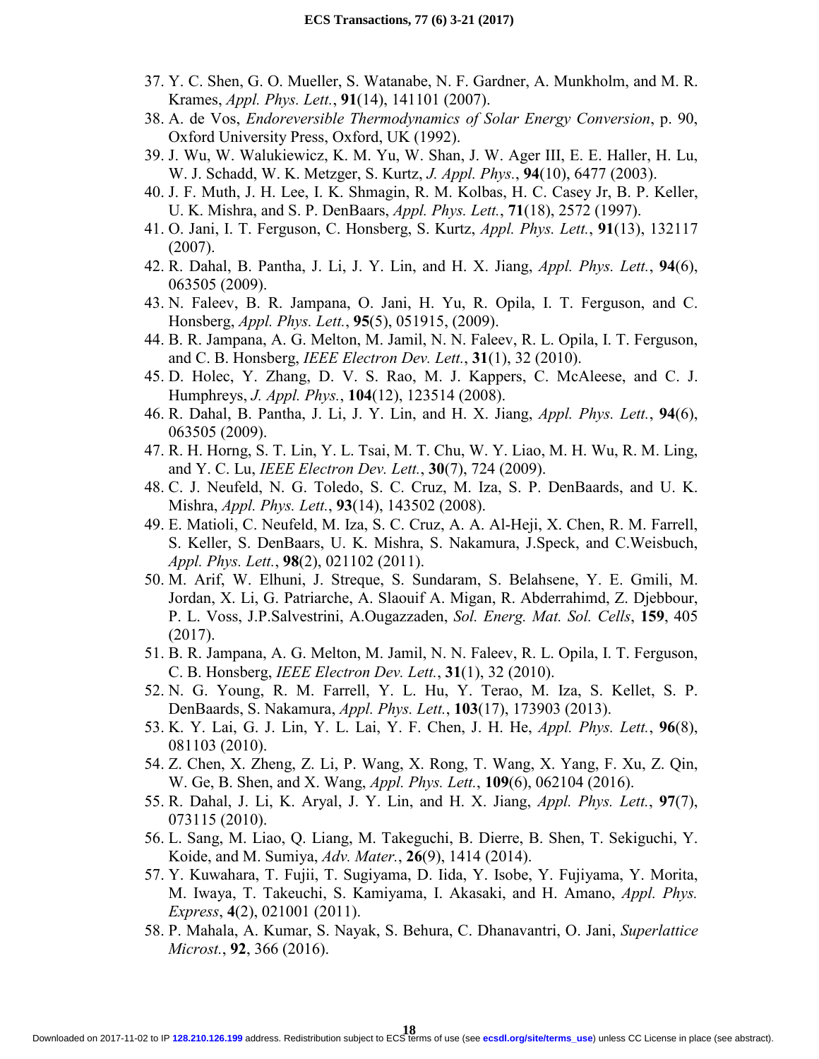37. Y. C. Shen, G. O. Mueller, S. Watanabe, N. F. Gardner, A. Munkholm, and M. R. Krames, *Appl. Phys. Lett.*, **91**(14), 141101 (2007).
38. A. de Vos, *Endoreversible Thermodynamics of Solar Energy Conversion*, p. 90, Oxford University Press, Oxford, UK (1992).
39. J. Wu, W. Walukiewicz, K. M. Yu, W. Shan, J. W. Ager III, E. E. Haller, H. Lu, W. J. Schadd, W. K. Metzger, S. Kurtz, *J. Appl. Phys.*, **94**(10), 6477 (2003).
40. J. F. Muth, J. H. Lee, I. K. Shmagin, R. M. Kolbas, H. C. Casey Jr, B. P. Keller, U. K. Mishra, and S. P. DenBaars, *Appl. Phys. Lett.*, **71**(18), 2572 (1997).
41. O. Jani, I. T. Ferguson, C. Honsberg, S. Kurtz, *Appl. Phys. Lett.*, **91**(13), 132117 (2007).
42. R. Dahal, B. Pantha, J. Li, J. Y. Lin, and H. X. Jiang, *Appl. Phys. Lett.*, **94**(6), 063505 (2009).
43. N. Faleev, B. R. Jampana, O. Jani, H. Yu, R. Opila, I. T. Ferguson, and C. Honsberg, *Appl. Phys. Lett.*, **95**(5), 051915, (2009).
44. B. R. Jampana, A. G. Melton, M. Jamil, N. N. Faleev, R. L. Opila, I. T. Ferguson, and C. B. Honsberg, *IEEE Electron Dev. Lett.*, **31**(1), 32 (2010).
45. D. Holec, Y. Zhang, D. V. S. Rao, M. J. Kappers, C. McAleese, and C. J. Humphreys, *J. Appl. Phys.*, **104**(12), 123514 (2008).
46. R. Dahal, B. Pantha, J. Li, J. Y. Lin, and H. X. Jiang, *Appl. Phys. Lett.*, **94**(6), 063505 (2009).
47. R. H. Horng, S. T. Lin, Y. L. Tsai, M. T. Chu, W. Y. Liao, M. H. Wu, R. M. Ling, and Y. C. Lu, *IEEE Electron Dev. Lett.*, **30**(7), 724 (2009).
48. C. J. Neufeld, N. G. Toledo, S. C. Cruz, M. Iza, S. P. DenBaards, and U. K. Mishra, *Appl. Phys. Lett.*, **93**(14), 143502 (2008).
49. E. Matioli, C. Neufeld, M. Iza, S. C. Cruz, A. A. Al-Heji, X. Chen, R. M. Farrell, S. Keller, S. DenBaars, U. K. Mishra, S. Nakamura, J.Speck, and C.Weisbuch, *Appl. Phys. Lett.*, **98**(2), 021102 (2011).
50. M. Arif, W. Elhuni, J. Streque, S. Sundaram, S. Belahsene, Y. E. Gmili, M. Jordan, X. Li, G. Patriarche, A. Slaouif A. Migan, R. Abderrahimd, Z. Djebbour, P. L. Voss, J.P.Salvestrini, A.Ougazzaden, *Sol. Energ. Mat. Sol. Cells*, **159**, 405 (2017).
51. B. R. Jampana, A. G. Melton, M. Jamil, N. N. Faleev, R. L. Opila, I. T. Ferguson, C. B. Honsberg, *IEEE Electron Dev. Lett.*, **31**(1), 32 (2010).
52. N. G. Young, R. M. Farrell, Y. L. Hu, Y. Terao, M. Iza, S. Kellet, S. P. DenBaards, S. Nakamura, *Appl. Phys. Lett.*, **103**(17), 173903 (2013).
53. K. Y. Lai, G. J. Lin, Y. L. Lai, Y. F. Chen, J. H. He, *Appl. Phys. Lett.*, **96**(8), 081103 (2010).
54. Z. Chen, X. Zheng, Z. Li, P. Wang, X. Rong, T. Wang, X. Yang, F. Xu, Z. Qin, W. Ge, B. Shen, and X. Wang, *Appl. Phys. Lett.*, **109**(6), 062104 (2016).
55. R. Dahal, J. Li, K. Aryal, J. Y. Lin, and H. X. Jiang, *Appl. Phys. Lett.*, **97**(7), 073115 (2010).
56. L. Sang, M. Liao, Q. Liang, M. Takeguchi, B. Dierre, B. Shen, T. Sekiguchi, Y. Koide, and M. Sumiya, *Adv. Mater.*, **26**(9), 1414 (2014).
57. Y. Kuwahara, T. Fujii, T. Sugiyama, D. Iida, Y. Isobe, Y. Fujiyama, Y. Morita, M. Iwaya, T. Takeuchi, S. Kamiyama, I. Akasaki, and H. Amano, *Appl. Phys. Express*, **4**(2), 021001 (2011).
58. P. Mahala, A. Kumar, S. Nayak, S. Behura, C. Dhanavantri, O. Jani, *Superlattice Microst.*, **92**, 366 (2016).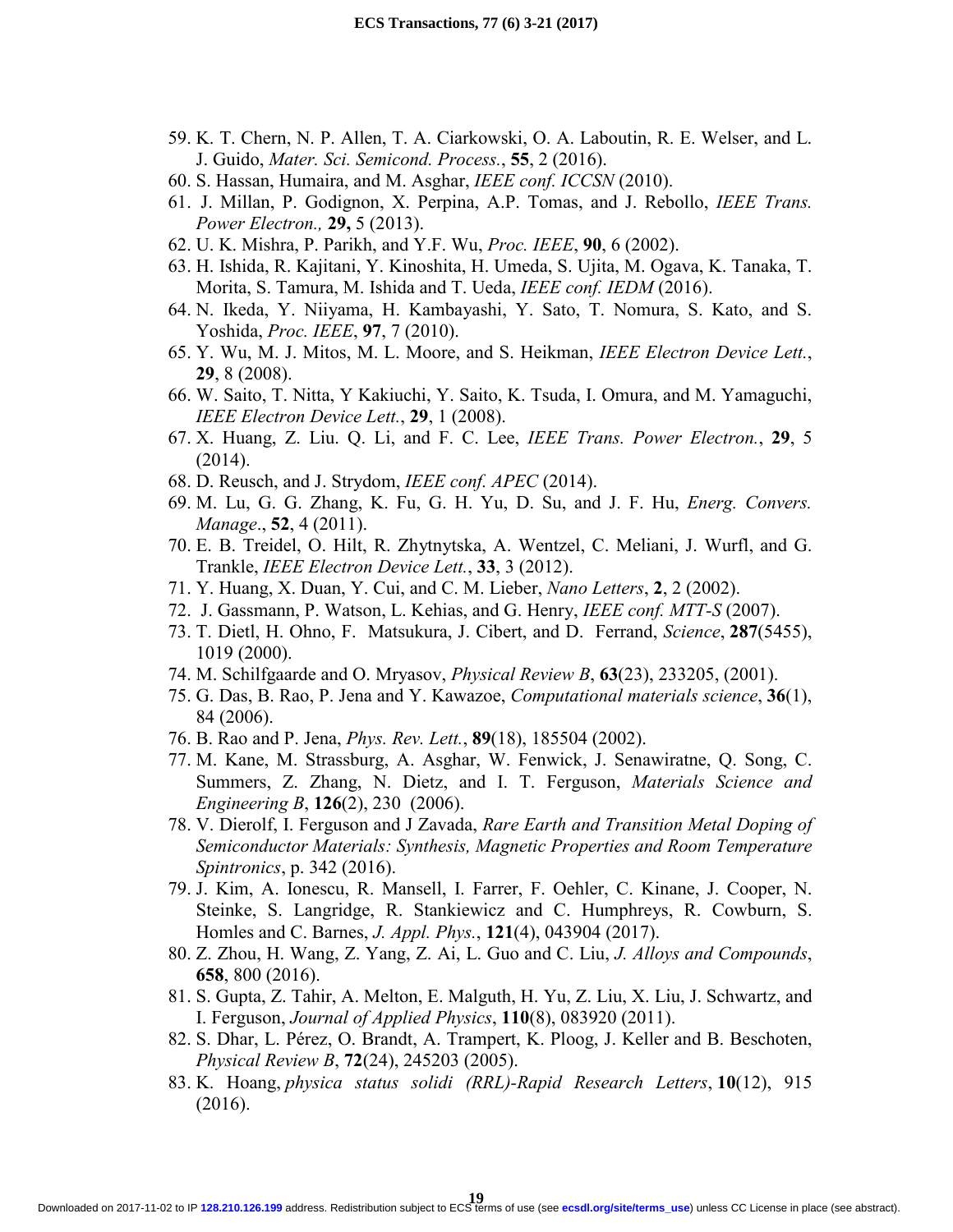59. K. T. Chern, N. P. Allen, T. A. Ciarkowski, O. A. Laboutin, R. E. Welser, and L. J. Guido, *Mater. Sci. Semicond. Process.*, **55**, 2 (2016).
60. S. Hassan, Humaira, and M. Asghar, *IEEE conf. ICCSN* (2010).
61. J. Millan, P. Godignon, X. Perpina, A.P. Tomas, and J. Rebollo, *IEEE Trans. Power Electron.,* **29,** 5 (2013).
62. U. K. Mishra, P. Parikh, and Y.F. Wu, *Proc. IEEE*, **90**, 6 (2002).
63. H. Ishida, R. Kajitani, Y. Kinoshita, H. Umeda, S. Ujita, M. Ogava, K. Tanaka, T. Morita, S. Tamura, M. Ishida and T. Ueda, *IEEE conf. IEDM* (2016).
64. N. Ikeda, Y. Niiyama, H. Kambayashi, Y. Sato, T. Nomura, S. Kato, and S. Yoshida, *Proc. IEEE*, **97**, 7 (2010).
65. Y. Wu, M. J. Mitos, M. L. Moore, and S. Heikman, *IEEE Electron Device Lett.*, **29**, 8 (2008).
66. W. Saito, T. Nitta, Y Kakiuchi, Y. Saito, K. Tsuda, I. Omura, and M. Yamaguchi, *IEEE Electron Device Lett.*, **29**, 1 (2008).
67. X. Huang, Z. Liu. Q. Li, and F. C. Lee, *IEEE Trans. Power Electron.*, **29**, 5 (2014).
68. D. Reusch, and J. Strydom, *IEEE conf. APEC* (2014).
69. M. Lu, G. G. Zhang, K. Fu, G. H. Yu, D. Su, and J. F. Hu, *Energ. Convers. Manage*., **52**, 4 (2011).
70. E. B. Treidel, O. Hilt, R. Zhytnytska, A. Wentzel, C. Meliani, J. Wurfl, and G. Trankle, *IEEE Electron Device Lett.*, **33**, 3 (2012).
71. Y. Huang, X. Duan, Y. Cui, and C. M. Lieber, *Nano Letters*, **2**, 2 (2002).
72. J. Gassmann, P. Watson, L. Kehias, and G. Henry, *IEEE conf. MTT-S* (2007).
73. T. Dietl, H. Ohno, F. Matsukura, J. Cibert, and D. Ferrand, *Science*, **287**(5455), 1019 (2000).
74. M. Schilfgaarde and O. Mryasov, *Physical Review B*, **63**(23), 233205, (2001).
75. G. Das, B. Rao, P. Jena and Y. Kawazoe, *Computational materials science*, **36**(1), 84 (2006).
76. B. Rao and P. Jena, *Phys. Rev. Lett.*, **89**(18), 185504 (2002).
77. M. Kane, M. Strassburg, A. Asghar, W. Fenwick, J. Senawiratne, Q. Song, C. Summers, Z. Zhang, N. Dietz, and I. T. Ferguson, *Materials Science and Engineering B*, **126**(2), 230 (2006).
78. V. Dierolf, I. Ferguson and J Zavada, *Rare Earth and Transition Metal Doping of Semiconductor Materials: Synthesis, Magnetic Properties and Room Temperature Spintronics*, p. 342 (2016).
79. J. Kim, A. Ionescu, R. Mansell, I. Farrer, F. Oehler, C. Kinane, J. Cooper, N. Steinke, S. Langridge, R. Stankiewicz and C. Humphreys, R. Cowburn, S. Homles and C. Barnes, *J. Appl. Phys.*, **121**(4), 043904 (2017).
80. Z. Zhou, H. Wang, Z. Yang, Z. Ai, L. Guo and C. Liu, *J. Alloys and Compounds*, **658**, 800 (2016).
81. S. Gupta, Z. Tahir, A. Melton, E. Malguth, H. Yu, Z. Liu, X. Liu, J. Schwartz, and I. Ferguson, *Journal of Applied Physics*, **110**(8), 083920 (2011).
82. S. Dhar, L. Pérez, O. Brandt, A. Trampert, K. Ploog, J. Keller and B. Beschoten, *Physical Review B*, **72**(24), 245203 (2005).
83. K. Hoang, *physica status solidi (RRL)-Rapid Research Letters*, **10**(12), 915 (2016).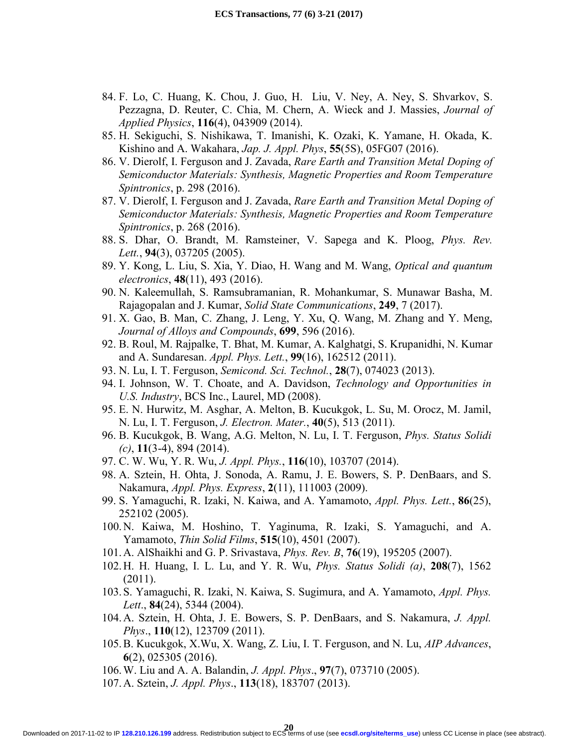84. F. Lo, C. Huang, K. Chou, J. Guo, H. Liu, V. Ney, A. Ney, S. Shvarkov, S. Pezzagna, D. Reuter, C. Chia, M. Chern, A. Wieck and J. Massies, *Journal of Applied Physics*, **116**(4), 043909 (2014).
85. H. Sekiguchi, S. Nishikawa, T. Imanishi, K. Ozaki, K. Yamane, H. Okada, K. Kishino and A. Wakahara, *Jap. J. Appl. Phys*, **55**(5S), 05FG07 (2016).
86. V. Dierolf, I. Ferguson and J. Zavada, *Rare Earth and Transition Metal Doping of Semiconductor Materials: Synthesis, Magnetic Properties and Room Temperature Spintronics*, p. 298 (2016).
87. V. Dierolf, I. Ferguson and J. Zavada, *Rare Earth and Transition Metal Doping of Semiconductor Materials: Synthesis, Magnetic Properties and Room Temperature Spintronics*, p. 268 (2016).
88. S. Dhar, O. Brandt, M. Ramsteiner, V. Sapega and K. Ploog, *Phys. Rev. Lett.*, **94**(3), 037205 (2005).
89. Y. Kong, L. Liu, S. Xia, Y. Diao, H. Wang and M. Wang, *Optical and quantum electronics*, **48**(11), 493 (2016).
90. N. Kaleemullah, S. Ramsubramanian, R. Mohankumar, S. Munawar Basha, M. Rajagopalan and J. Kumar, *Solid State Communications*, **249**, 7 (2017).
91. X. Gao, B. Man, C. Zhang, J. Leng, Y. Xu, Q. Wang, M. Zhang and Y. Meng, *Journal of Alloys and Compounds*, **699**, 596 (2016).
92. B. Roul, M. Rajpalke, T. Bhat, M. Kumar, A. Kalghatgi, S. Krupanidhi, N. Kumar and A. Sundaresan. *Appl. Phys. Lett.*, **99**(16), 162512 (2011).
93. N. Lu, I. T. Ferguson, *Semicond. Sci. Technol.*, **28**(7), 074023 (2013).
94. I. Johnson, W. T. Choate, and A. Davidson, *Technology and Opportunities in U.S. Industry*, BCS Inc., Laurel, MD (2008).
95. E. N. Hurwitz, M. Asghar, A. Melton, B. Kucukgok, L. Su, M. Orocz, M. Jamil, N. Lu, I. T. Ferguson, *J. Electron. Mater.*, **40**(5), 513 (2011).
96. B. Kucukgok, B. Wang, A.G. Melton, N. Lu, I. T. Ferguson, *Phys. Status Solidi (c)*, **11**(3-4), 894 (2014).
97. C. W. Wu, Y. R. Wu, *J. Appl. Phys.*, **116**(10), 103707 (2014).
98. A. Sztein, H. Ohta, J. Sonoda, A. Ramu, J. E. Bowers, S. P. DenBaars, and S. Nakamura, *Appl. Phys. Express*, **2**(11), 111003 (2009).
99. S. Yamaguchi, R. Izaki, N. Kaiwa, and A. Yamamoto, *Appl. Phys. Lett.*, **86**(25), 252102 (2005).
100. N. Kaiwa, M. Hoshino, T. Yaginuma, R. Izaki, S. Yamaguchi, and A. Yamamoto, *Thin Solid Films*, **515**(10), 4501 (2007).
101. A. AlShaikhi and G. P. Srivastava, *Phys. Rev. B*, **76**(19), 195205 (2007).
102. H. H. Huang, I. L. Lu, and Y. R. Wu, *Phys. Status Solidi (a)*, **208**(7), 1562 (2011).
103. S. Yamaguchi, R. Izaki, N. Kaiwa, S. Sugimura, and A. Yamamoto, *Appl. Phys. Lett*., **84**(24), 5344 (2004).
104. A. Sztein, H. Ohta, J. E. Bowers, S. P. DenBaars, and S. Nakamura, *J. Appl. Phys*., **110**(12), 123709 (2011).
105. B. Kucukgok, X.Wu, X. Wang, Z. Liu, I. T. Ferguson, and N. Lu, *AIP Advances*, **6**(2), 025305 (2016).
106. W. Liu and A. A. Balandin, *J. Appl. Phys*., **97**(7), 073710 (2005).
107. A. Sztein, *J. Appl. Phys*., **113**(18), 183707 (2013).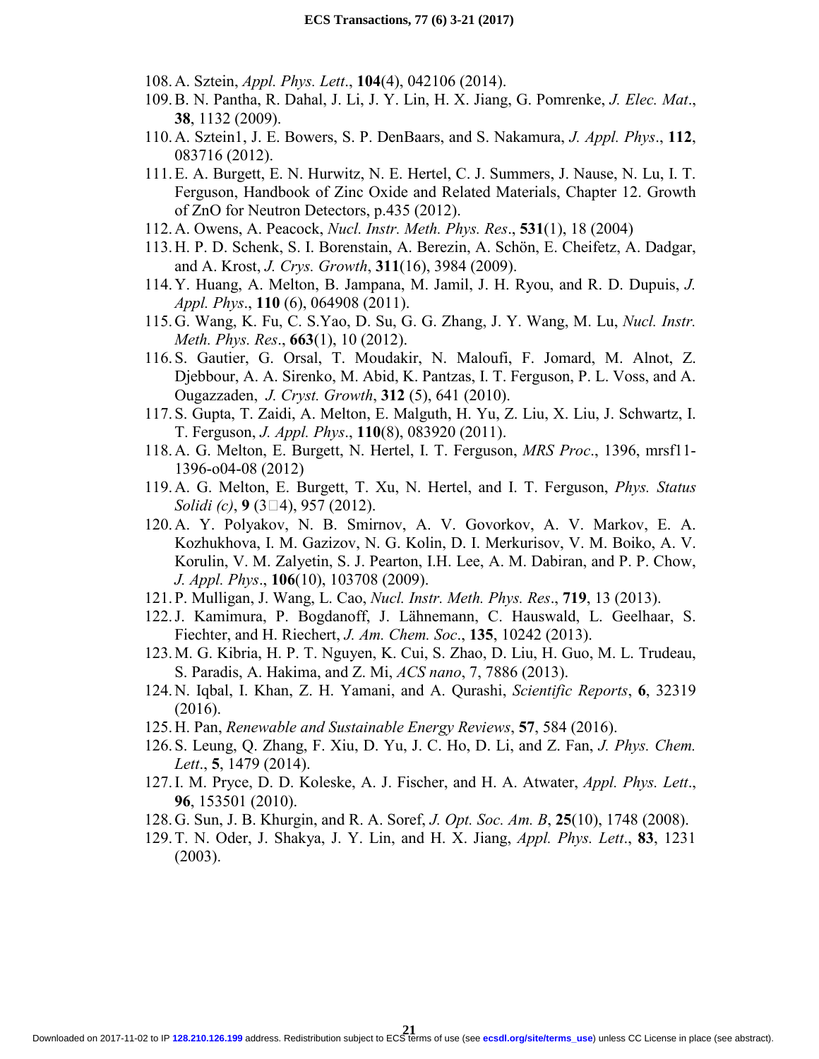108. A. Sztein, *Appl. Phys. Lett*., **104**(4), 042106 (2014).
109. B. N. Pantha, R. Dahal, J. Li, J. Y. Lin, H. X. Jiang, G. Pomrenke, *J. Elec. Mat*., **38**, 1132 (2009).
110. A. Sztein1, J. E. Bowers, S. P. DenBaars, and S. Nakamura, *J. Appl. Phys*., **112**, 083716 (2012).
111. E. A. Burgett, E. N. Hurwitz, N. E. Hertel, C. J. Summers, J. Nause, N. Lu, I. T. Ferguson, Handbook of Zinc Oxide and Related Materials, Chapter 12. Growth of ZnO for Neutron Detectors, p.435 (2012).
112. A. Owens, A. Peacock, *Nucl. Instr. Meth. Phys. Res*., **531**(1), 18 (2004)
113. H. P. D. Schenk, S. I. Borenstain, A. Berezin, A. Schön, E. Cheifetz, A. Dadgar, and A. Krost, *J. Crys. Growth*, **311**(16), 3984 (2009).
114. Y. Huang, A. Melton, B. Jampana, M. Jamil, J. H. Ryou, and R. D. Dupuis, *J. Appl. Phys*., **110** (6), 064908 (2011).
115. G. Wang, K. Fu, C. S.Yao, D. Su, G. G. Zhang, J. Y. Wang, M. Lu, *Nucl. Instr. Meth. Phys. Res*., **663**(1), 10 (2012).
116. S. Gautier, G. Orsal, T. Moudakir, N. Maloufi, F. Jomard, M. Alnot, Z. Djebbour, A. A. Sirenko, M. Abid, K. Pantzas, I. T. Ferguson, P. L. Voss, and A. Ougazzaden, *J. Cryst. Growth*, **312** (5), 641 (2010).
117. S. Gupta, T. Zaidi, A. Melton, E. Malguth, H. Yu, Z. Liu, X. Liu, J. Schwartz, I. T. Ferguson, *J. Appl. Phys*., **110**(8), 083920 (2011).
118. A. G. Melton, E. Burgett, N. Hertel, I. T. Ferguson, *MRS Proc*., 1396, mrsf11-1396-o04-08 (2012)
119. A. G. Melton, E. Burgett, T. Xu, N. Hertel, and I. T. Ferguson, *Phys. Status Solidi (c)*, **9** (3□4), 957 (2012).
120. A. Y. Polyakov, N. B. Smirnov, A. V. Govorkov, A. V. Markov, E. A. Kozhukhova, I. M. Gazizov, N. G. Kolin, D. I. Merkurisov, V. M. Boiko, A. V. Korulin, V. M. Zalyetin, S. J. Pearton, I.H. Lee, A. M. Dabiran, and P. P. Chow, *J. Appl. Phys*., **106**(10), 103708 (2009).
121. P. Mulligan, J. Wang, L. Cao, *Nucl. Instr. Meth. Phys. Res*., **719**, 13 (2013).
122. J. Kamimura, P. Bogdanoff, J. Lähnemann, C. Hauswald, L. Geelhaar, S. Fiechter, and H. Riechert, *J. Am. Chem. Soc*., **135**, 10242 (2013).
123. M. G. Kibria, H. P. T. Nguyen, K. Cui, S. Zhao, D. Liu, H. Guo, M. L. Trudeau, S. Paradis, A. Hakima, and Z. Mi, *ACS nano*, 7, 7886 (2013).
124. N. Iqbal, I. Khan, Z. H. Yamani, and A. Qurashi, *Scientific Reports*, **6**, 32319 (2016).
125. H. Pan, *Renewable and Sustainable Energy Reviews*, **57**, 584 (2016).
126. S. Leung, Q. Zhang, F. Xiu, D. Yu, J. C. Ho, D. Li, and Z. Fan, *J. Phys. Chem. Lett*., **5**, 1479 (2014).
127. I. M. Pryce, D. D. Koleske, A. J. Fischer, and H. A. Atwater, *Appl. Phys. Lett*., **96**, 153501 (2010).
128. G. Sun, J. B. Khurgin, and R. A. Soref, *J. Opt. Soc. Am. B*, **25**(10), 1748 (2008).
129. T. N. Oder, J. Shakya, J. Y. Lin, and H. X. Jiang, *Appl. Phys. Lett*., **83**, 1231 (2003).